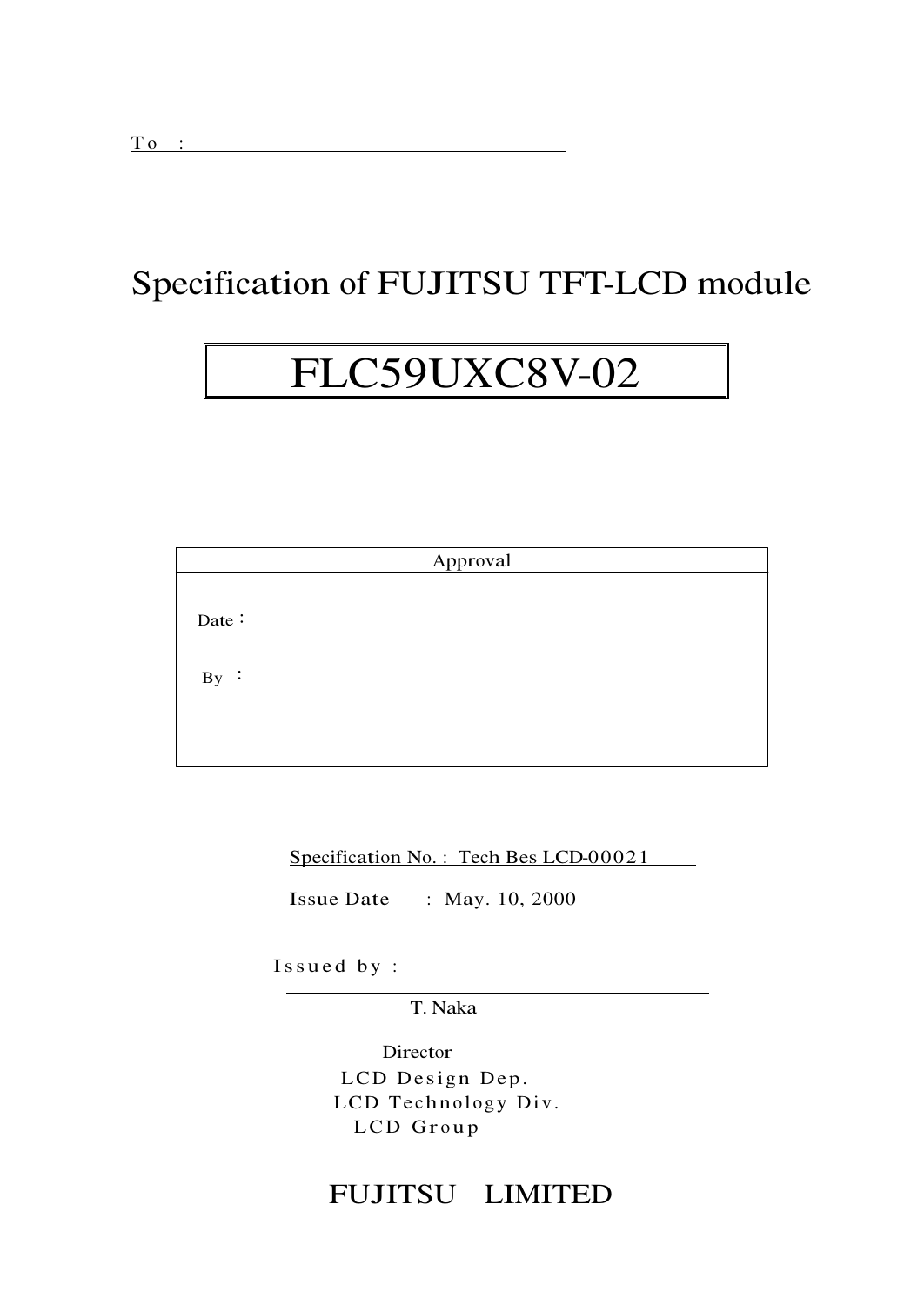To :

# Specification of FUJITSU TFT-LCD module

## FLC59UXC8V-02

| Approval |
| --- |
| Date : |
| By : |

Specification No. : Tech Bes LCD-00021

Issue Date : May. 10, 2000

Issued by :

T. Naka

Director
LCD Design Dep.
LCD Technology Div.
LCD Group

FUJITSU LIMITED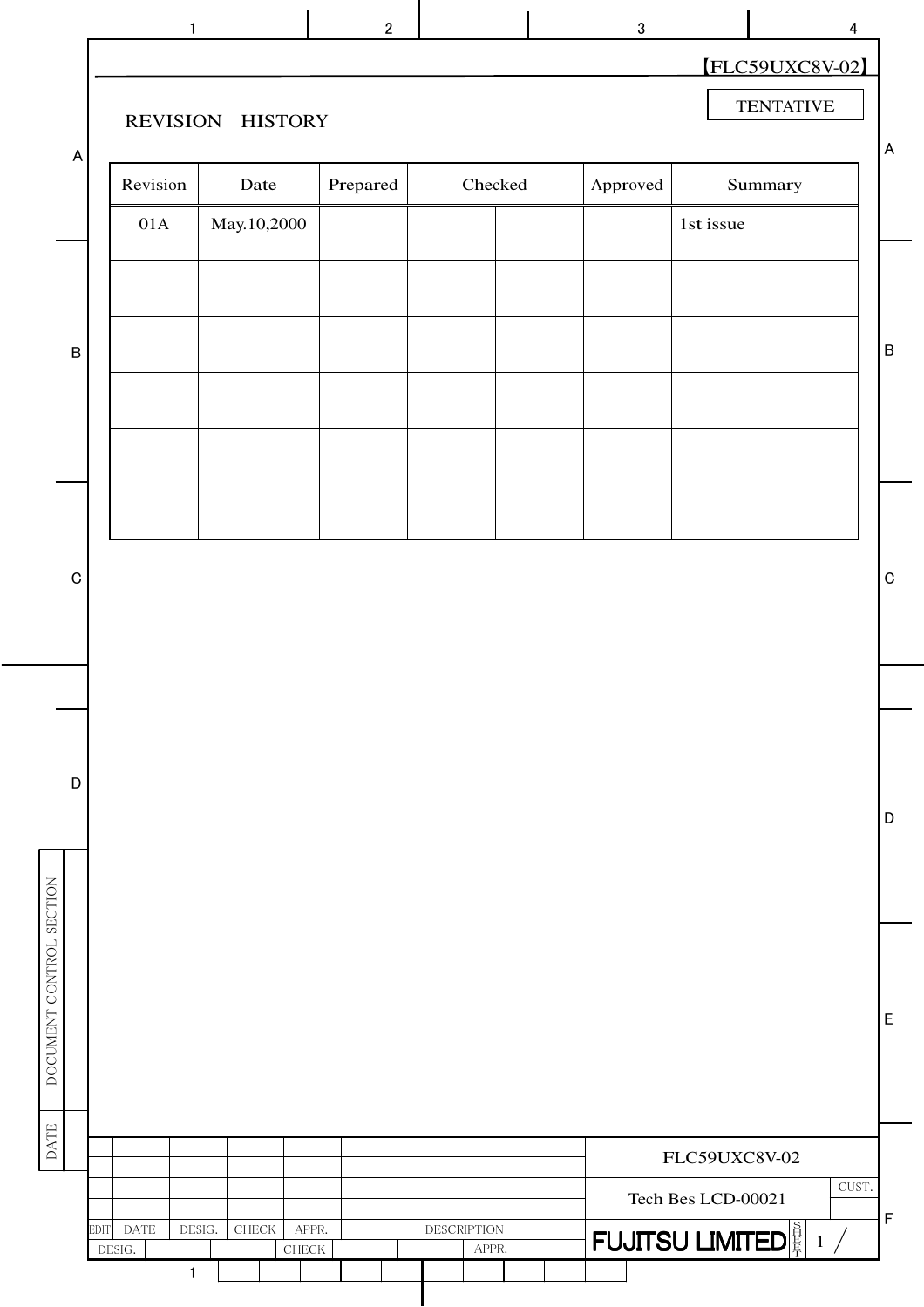【FLC59UXC8V-02】

TENTATIVE

## REVISION　HISTORY

| Revision | Date | Prepared | Checked | | Approved | Summary |
|---|---|---|---|---|---|---|
| 01A | May.10,2000 | | | | | 1st issue |
| | | | | | | |
| | | | | | | |
| | | | | | | |
| | | | | | | |
| | | | | | | |

FLC59UXC8V-02

Tech Bes LCD-00021

FUJITSU LIMITED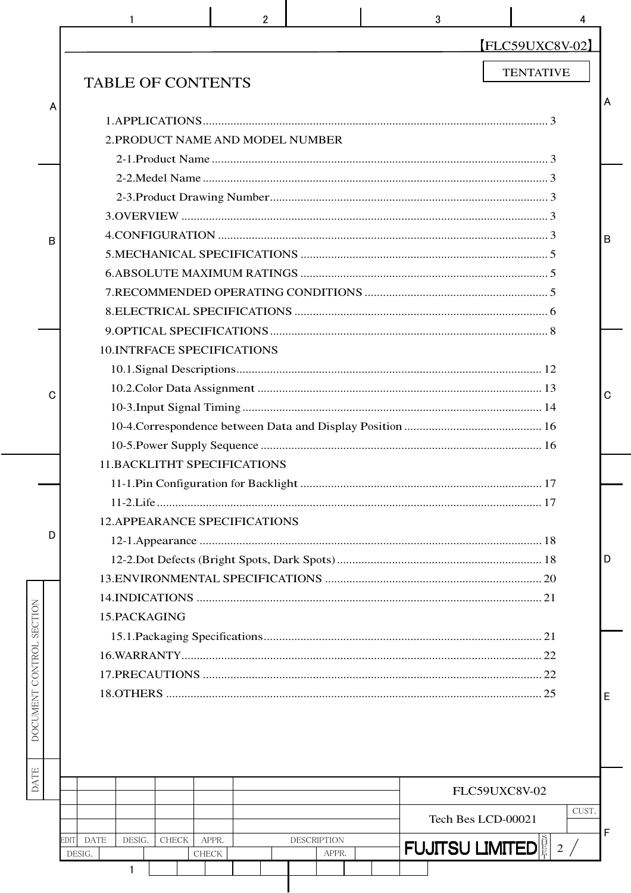TENTATIVE

# TABLE OF CONTENTS

1.APPLICATIONS ........................................................................ 3

2.PRODUCT NAME AND MODEL NUMBER

- 2-1.Product Name ........................................................................ 3
- 2-2.Medel Name ........................................................................ 3
- 2-3.Product Drawing Number ........................................................................ 3

3.OVERVIEW ........................................................................ 3

4.CONFIGURATION ........................................................................ 3

5.MECHANICAL SPECIFICATIONS ........................................................................ 5

6.ABSOLUTE MAXIMUM RATINGS ........................................................................ 5

7.RECOMMENDED OPERATING CONDITIONS ........................................................................ 5

8.ELECTRICAL SPECIFICATIONS ........................................................................ 6

9.OPTICAL SPECIFICATIONS ........................................................................ 8

10.INTRFACE SPECIFICATIONS

- 10.1.Signal Descriptions ........................................................................ 12
- 10.2.Color Data Assignment ........................................................................ 13
- 10-3.Input Signal Timing ........................................................................ 14
- 10-4.Correspondence between Data and Display Position ........................................................................ 16
- 10-5.Power Supply Sequence ........................................................................ 16

11.BACKLITHT SPECIFICATIONS

- 11-1.Pin Configuration for Backlight ........................................................................ 17
- 11-2.Life ........................................................................ 17

12.APPEARANCE SPECIFICATIONS

- 12-1.Appearance ........................................................................ 18
- 12-2.Dot Defects (Bright Spots, Dark Spots) ........................................................................ 18

13.ENVIRONMENTAL SPECIFICATIONS ........................................................................ 20

14.INDICATIONS ........................................................................ 21

15.PACKAGING

- 15.1.Packaging Specifications ........................................................................ 21

16.WARRANTY ........................................................................ 22

17.PRECAUTIONS ........................................................................ 22

18.OTHERS ........................................................................ 25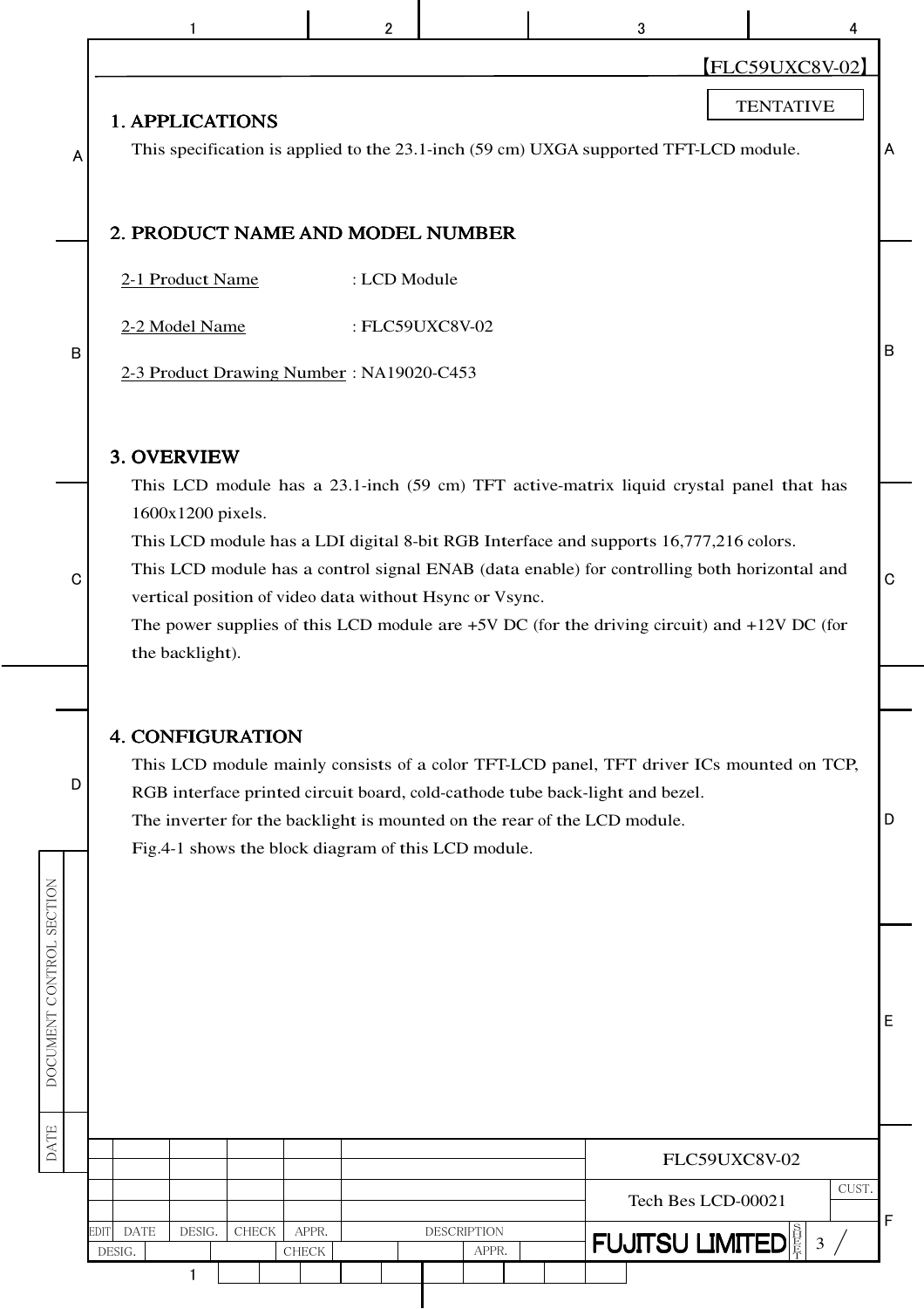TENTATIVE

## 1. APPLICATIONS

This specification is applied to the 23.1-inch (59 cm) UXGA supported TFT-LCD module.

## 2. PRODUCT NAME AND MODEL NUMBER

2-1 Product Name : LCD Module

2-2 Model Name : FLC59UXC8V-02

2-3 Product Drawing Number : NA19020-C453

## 3. OVERVIEW

This LCD module has a 23.1-inch (59 cm) TFT active-matrix liquid crystal panel that has 1600x1200 pixels.

This LCD module has a LDI digital 8-bit RGB Interface and supports 16,777,216 colors.

This LCD module has a control signal ENAB (data enable) for controlling both horizontal and vertical position of video data without Hsync or Vsync.

The power supplies of this LCD module are +5V DC (for the driving circuit) and +12V DC (for the backlight).

## 4. CONFIGURATION

This LCD module mainly consists of a color TFT-LCD panel, TFT driver ICs mounted on TCP, RGB interface printed circuit board, cold-cathode tube back-light and bezel.

The inverter for the backlight is mounted on the rear of the LCD module.

Fig.4-1 shows the block diagram of this LCD module.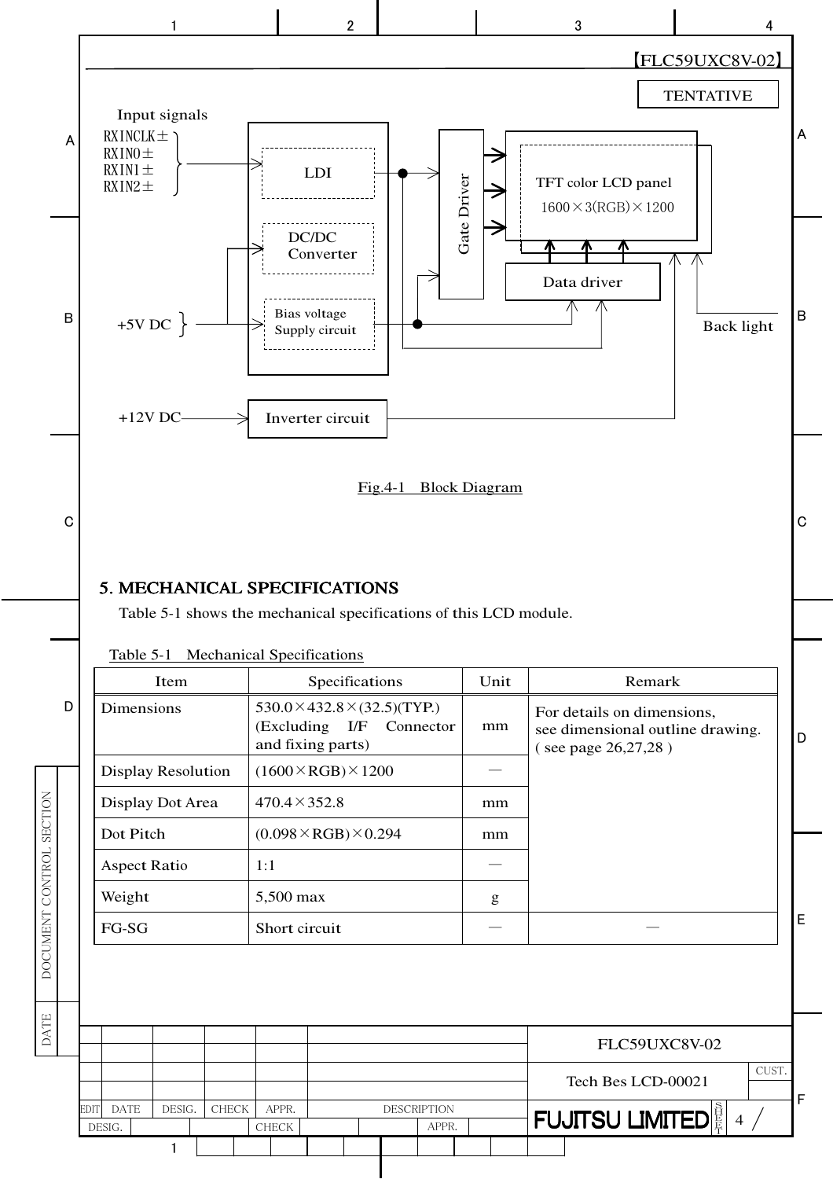【FLC59UXC8V-02】

TENTATIVE

Input signals

RXINCLK±
RXIN0±
RXIN1±
RXIN2±

LDI

DC/DC Converter

Bias voltage Supply circuit

+5V DC

+12V DC

Inverter circuit

Gate Driver

TFT color LCD panel 1600×3(RGB)×1200

Data driver

Back light

Fig.4-1 Block Diagram

## 5. MECHANICAL SPECIFICATIONS

Table 5-1 shows the mechanical specifications of this LCD module.

Table 5-1 Mechanical Specifications

| Item | Specifications | Unit | Remark |
|---|---|---|---|
| Dimensions | 530.0×432.8×(32.5)(TYP.) (Excluding I/F Connector and fixing parts) | mm | For details on dimensions, see dimensional outline drawing. ( see page 26,27,28 ) |
| Display Resolution | (1600×RGB)×1200 | — | |
| Display Dot Area | 470.4×352.8 | mm | |
| Dot Pitch | (0.098×RGB)×0.294 | mm | |
| Aspect Ratio | 1:1 | — | |
| Weight | 5,500 max | g | |
| FG-SG | Short circuit | — | — |

FLC59UXC8V-02

Tech Bes LCD-00021

FUJITSU LIMITED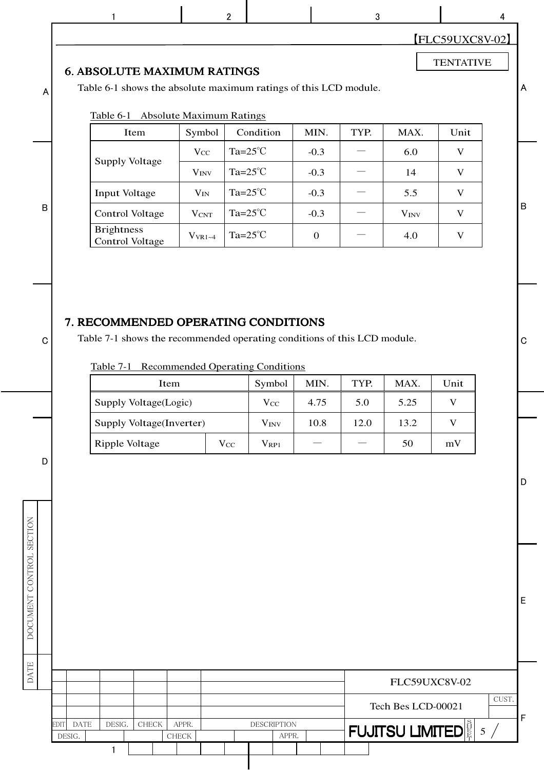TENTATIVE

## 6. ABSOLUTE MAXIMUM RATINGS

Table 6-1 shows the absolute maximum ratings of this LCD module.

Table 6-1 Absolute Maximum Ratings

| Item | Symbol | Condition | MIN. | TYP. | MAX. | Unit |
|---|---|---|---|---|---|---|
| Supply Voltage | $V_{CC}$ | Ta=25℃ | -0.3 | — | 6.0 | V |
| | $V_{INV}$ | Ta=25℃ | -0.3 | — | 14 | V |
| Input Voltage | $V_{IN}$ | Ta=25℃ | -0.3 | — | 5.5 | V |
| Control Voltage | $V_{CNT}$ | Ta=25℃ | -0.3 | — | $V_{INV}$ | V |
| Brightness Control Voltage | $V_{VR1\sim4}$ | Ta=25℃ | 0 | — | 4.0 | V |

## 7. RECOMMENDED OPERATING CONDITIONS

Table 7-1 shows the recommended operating conditions of this LCD module.

Table 7-1 Recommended Operating Conditions

| Item | | Symbol | MIN. | TYP. | MAX. | Unit |
|---|---|---|---|---|---|---|
| Supply Voltage(Logic) | | $V_{CC}$ | 4.75 | 5.0 | 5.25 | V |
| Supply Voltage(Inverter) | | $V_{INV}$ | 10.8 | 12.0 | 13.2 | V |
| Ripple Voltage | $V_{CC}$ | $V_{RP1}$ | — | — | 50 | mV |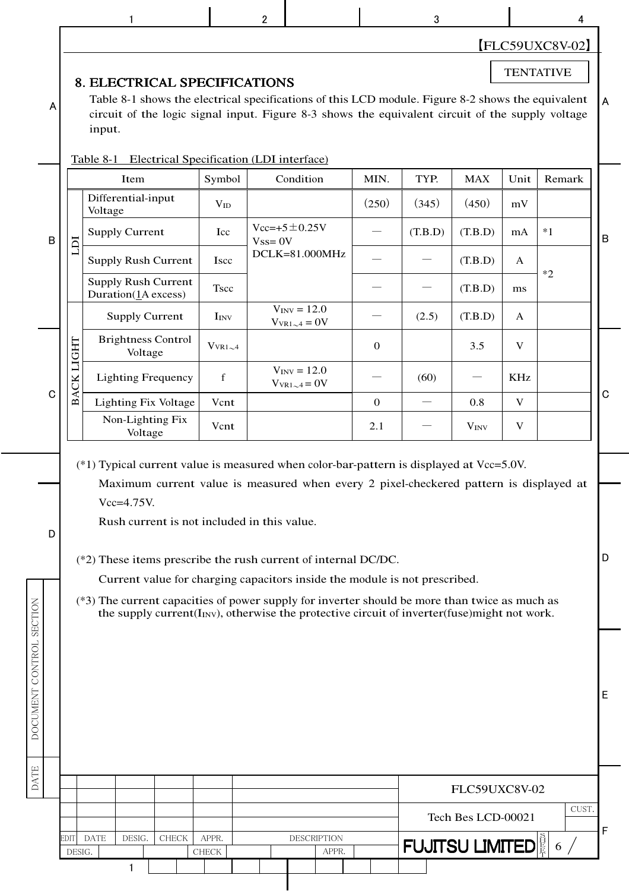TENTATIVE

## 8. ELECTRICAL SPECIFICATIONS

Table 8-1 shows the electrical specifications of this LCD module. Figure 8-2 shows the equivalent circuit of the logic signal input. Figure 8-3 shows the equivalent circuit of the supply voltage input.

Table 8-1 Electrical Specification (LDI interface)

| Item | | Symbol | Condition | MIN. | TYP. | MAX | Unit | Remark |
|---|---|---|---|---|---|---|---|---|
| LDI | Differential-input Voltage | $V_{ID}$ | | (250) | (345) | (450) | mV | |
| | Supply Current | Icc | Vcc=+5±0.25V<br>Vss= 0V<br>DCLK=81.000MHz | — | (T.B.D) | (T.B.D) | mA | *1 |
| | Supply Rush Current | Iscc | | — | — | (T.B.D) | A | *2 |
| | Supply Rush Current Duration(1A excess) | Tscc | | — | — | (T.B.D) | ms | |
| BACK LIGHT | Supply Current | $I_{INV}$ | $V_{INV}$ = 12.0<br>$V_{VR1\sim4}$ = 0V | — | (2.5) | (T.B.D) | A | |
| | Brightness Control Voltage | $V_{VR1\sim4}$ | | 0 | | 3.5 | V | |
| | Lighting Frequency | f | $V_{INV}$ = 12.0<br>$V_{VR1\sim4}$ = 0V | — | (60) | — | KHz | |
| | Lighting Fix Voltage | Vcnt | | 0 | — | 0.8 | V | |
| | Non-Lighting Fix Voltage | Vcnt | | 2.1 | — | $V_{INV}$ | V | |

(*1) Typical current value is measured when color-bar-pattern is displayed at Vcc=5.0V.

Maximum current value is measured when every 2 pixel-checkered pattern is displayed at Vcc=4.75V.

Rush current is not included in this value.

(*2) These items prescribe the rush current of internal DC/DC.

Current value for charging capacitors inside the module is not prescribed.

(*3) The current capacities of power supply for inverter should be more than twice as much as the supply current($I_{INV}$), otherwise the protective circuit of inverter(fuse)might not work.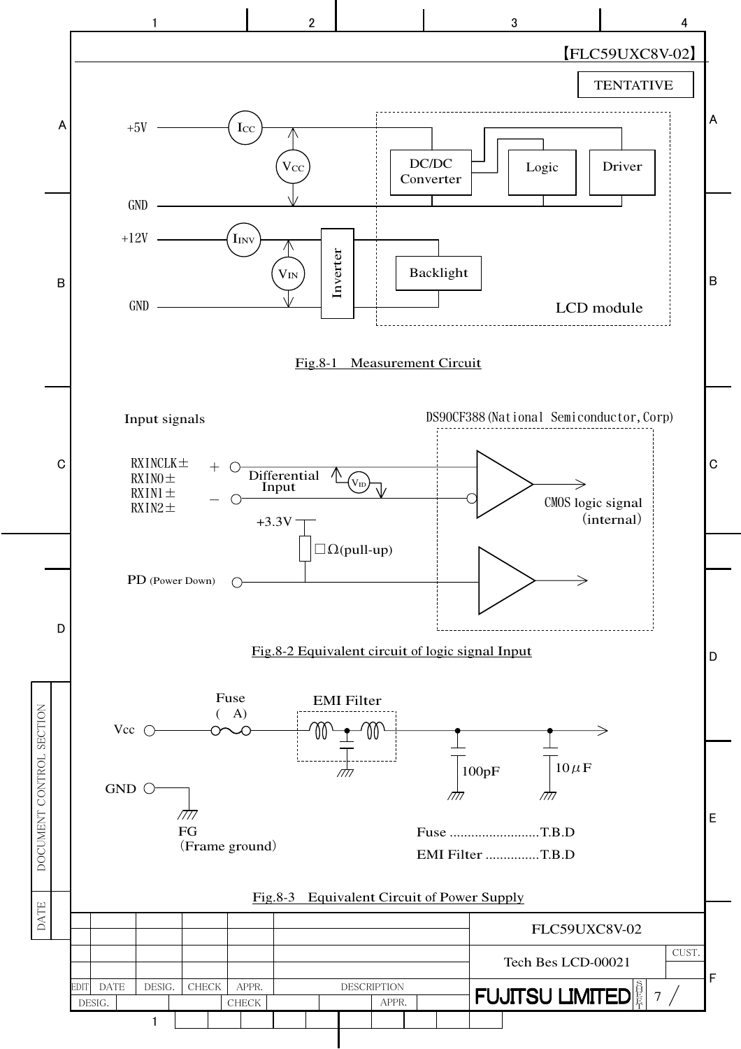【FLC59UXC8V-02】

TENTATIVE

+5V

$I_{CC}$

$V_{CC}$

GND

DC/DC Converter

Logic

Driver

+12V

$I_{INV}$

$V_{IN}$

Inverter

Backlight

GND

LCD module

Fig.8-1　Measurement Circuit

Input signals

DS90CF388(National Semiconductor,Corp)

RXINCLK±
RXIN0±
RXIN1±
RXIN2±

＋

－

Differential Input

$V_{ID}$

CMOS logic signal (internal)

+3.3V

□Ω(pull-up)

PD (Power Down)

Fig.8-2 Equivalent circuit of logic signal Input

Fuse
(　A)

EMI Filter

Vcc

100pF

10μF

GND

FG
(Frame ground)

Fuse ..........................T.B.D

EMI Filter ...............T.B.D

Fig.8-3　Equivalent Circuit of Power Supply

FLC59UXC8V-02

Tech Bes LCD-00021

FUJITSU LIMITED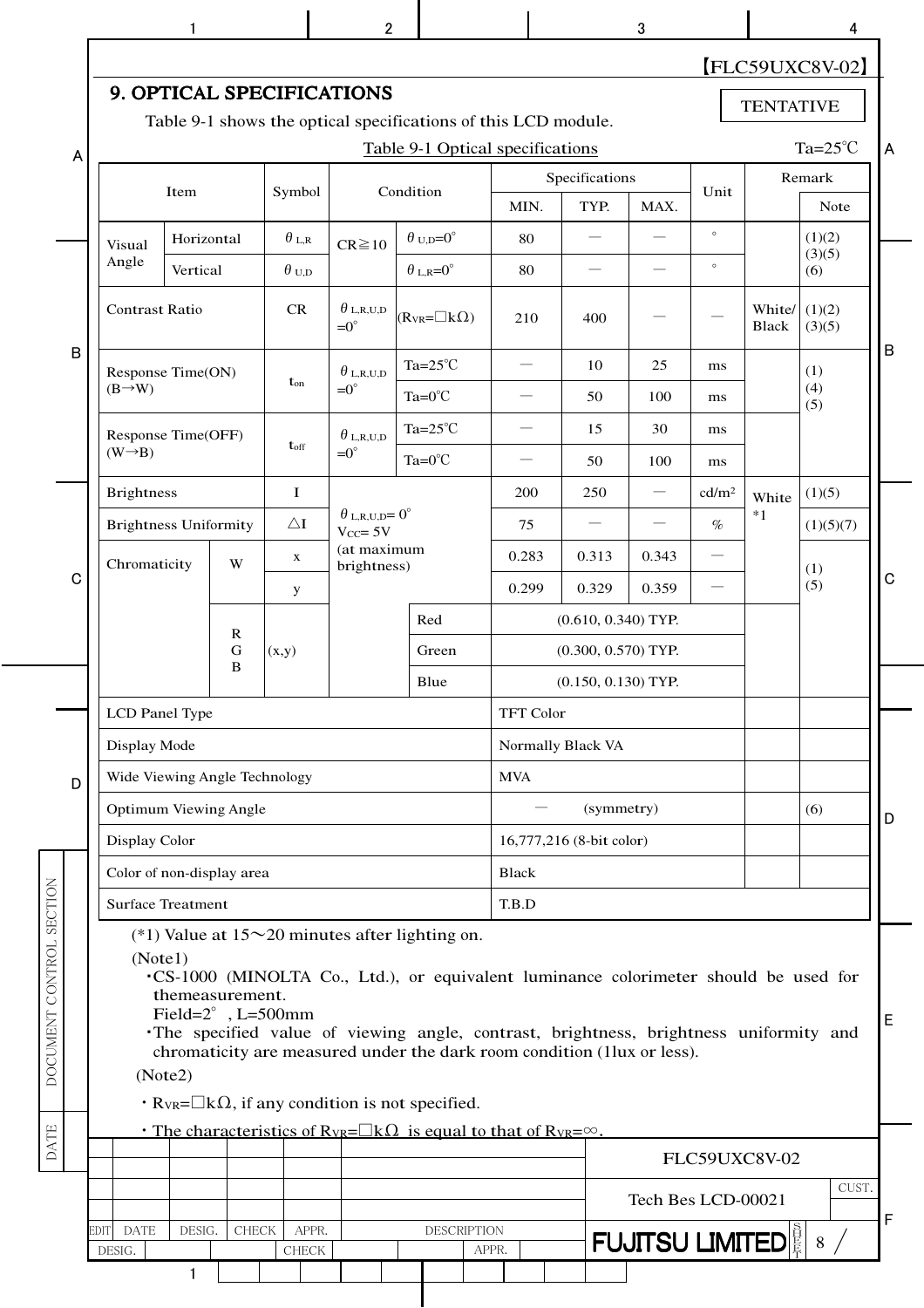【FLC59UXC8V-02】

# 9. OPTICAL SPECIFICATIONS

TENTATIVE

Table 9-1 shows the optical specifications of this LCD module.

Table 9-1 Optical specifications

Ta=25℃

| Item | | Symbol | Condition | | MIN. | TYP. | MAX. | Unit | Remark | Note |
|---|---|---|---|---|---|---|---|---|---|---|
| Visual Angle | Horizontal | $\theta_{L,R}$ | CR≧10 | $\theta_{U,D}$=0° | 80 | ― | ― | ° | | (1)(2)(3)(5)(6) |
| | Vertical | $\theta_{U,D}$ | | $\theta_{L,R}$=0° | 80 | ― | ― | ° | | |
| Contrast Ratio | | CR | $\theta_{L,R,U,D}$ =0° | ($R_{VR}$=□kΩ) | 210 | 400 | ― | ― | White/ Black | (1)(2)(3)(5) |
| Response Time(ON) (B→W) | | $t_{on}$ | $\theta_{L,R,U,D}$ =0° | Ta=25℃ | ― | 10 | 25 | ms | | (1)(4)(5) |
| | | | | Ta=0℃ | ― | 50 | 100 | ms | | |
| Response Time(OFF) (W→B) | | $t_{off}$ | $\theta_{L,R,U,D}$ =0° | Ta=25℃ | ― | 15 | 30 | ms | | |
| | | | | Ta=0℃ | ― | 50 | 100 | ms | | |
| Brightness | | I | $\theta_{L,R,U,D}$= 0° $V_{CC}$= 5V (at maximum brightness) | | 200 | 250 | ― | cd/m² | White *1 | (1)(5) |
| Brightness Uniformity | | △I | | | 75 | ― | ― | % | | (1)(5)(7) |
| Chromaticity | W | x | | | 0.283 | 0.313 | 0.343 | ― | | (1)(5) |
| | | y | | | 0.299 | 0.329 | 0.359 | ― | | |
| | R G B | (x,y) | | Red | (0.610, 0.340) TYP. | | | | | |
| | | | | Green | (0.300, 0.570) TYP. | | | | | |
| | | | | Blue | (0.150, 0.130) TYP. | | | | | |
| LCD Panel Type | | | | | TFT Color | | | | | |
| Display Mode | | | | | Normally Black VA | | | | | |
| Wide Viewing Angle Technology | | | | | MVA | | | | | |
| Optimum Viewing Angle | | | | | ― (symmetry) | | | | | (6) |
| Display Color | | | | | 16,777,216 (8-bit color) | | | | | |
| Color of non-display area | | | | | Black | | | | | |
| Surface Treatment | | | | | T.B.D | | | | | |

(*1) Value at 15～20 minutes after lighting on.

(Note1)

- CS-1000 (MINOLTA Co., Ltd.), or equivalent luminance colorimeter should be used for themeasurement.
  Field=2° , L=500mm
- The specified value of viewing angle, contrast, brightness, brightness uniformity and chromaticity are measured under the dark room condition (1lux or less).

(Note2)

- $R_{VR}$=□kΩ, if any condition is not specified.
- The characteristics of $R_{VR}$=□kΩ is equal to that of $R_{VR}=\infty$.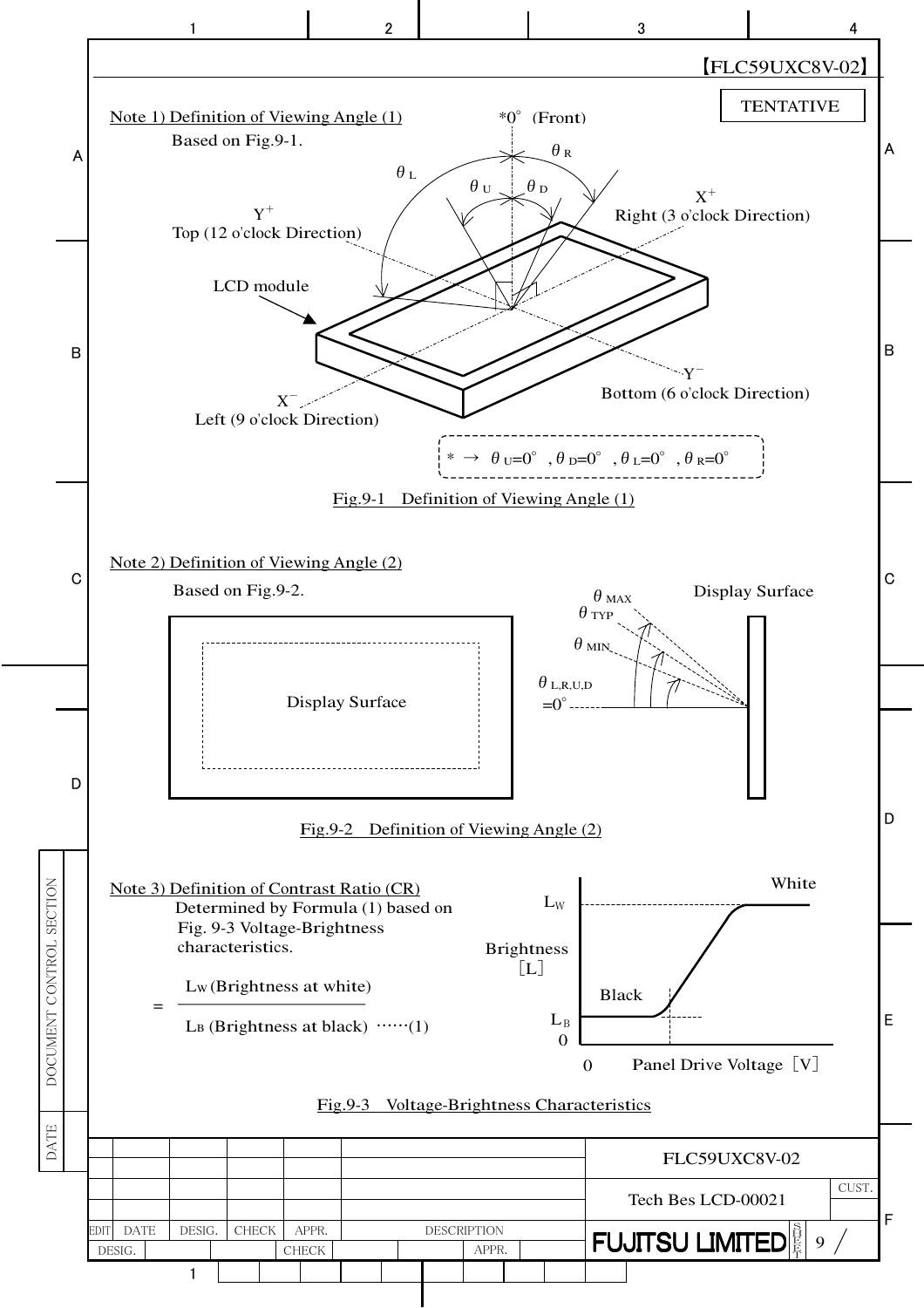【FLC59UXC8V-02】

TENTATIVE

Note 1) Definition of Viewing Angle (1)

Based on Fig.9-1.

*0° (Front)

$\theta_L$ $\theta_R$ $\theta_U$ $\theta_D$

$Y^+$ Top (12 o'clock Direction)

$X^+$ Right (3 o'clock Direction)

LCD module

$Y^-$ Bottom (6 o'clock Direction)

$X^-$ Left (9 o'clock Direction)

* → $\theta_U$=0°, $\theta_D$=0°, $\theta_L$=0°, $\theta_R$=0°

Fig.9-1 Definition of Viewing Angle (1)

Note 2) Definition of Viewing Angle (2)

Based on Fig.9-2.

Display Surface

$\theta_{MAX}$ $\theta_{TYP}$ $\theta_{MIN}$ Display Surface

$\theta_{L,R,U,D}$ =0°

Fig.9-2 Definition of Viewing Angle (2)

Note 3) Definition of Contrast Ratio (CR)

Determined by Formula (1) based on Fig. 9-3 Voltage-Brightness characteristics.

$$= \frac{L_W\,\text{(Brightness at white)}}{L_B\,\text{(Brightness at black)}} \quad \cdots\cdots(1)$$

$L_W$ White

Brightness [L]

Black

$L_B$

0

0 Panel Drive Voltage [V]

Fig.9-3 Voltage-Brightness Characteristics

FLC59UXC8V-02

Tech Bes LCD-00021

FUJITSU LIMITED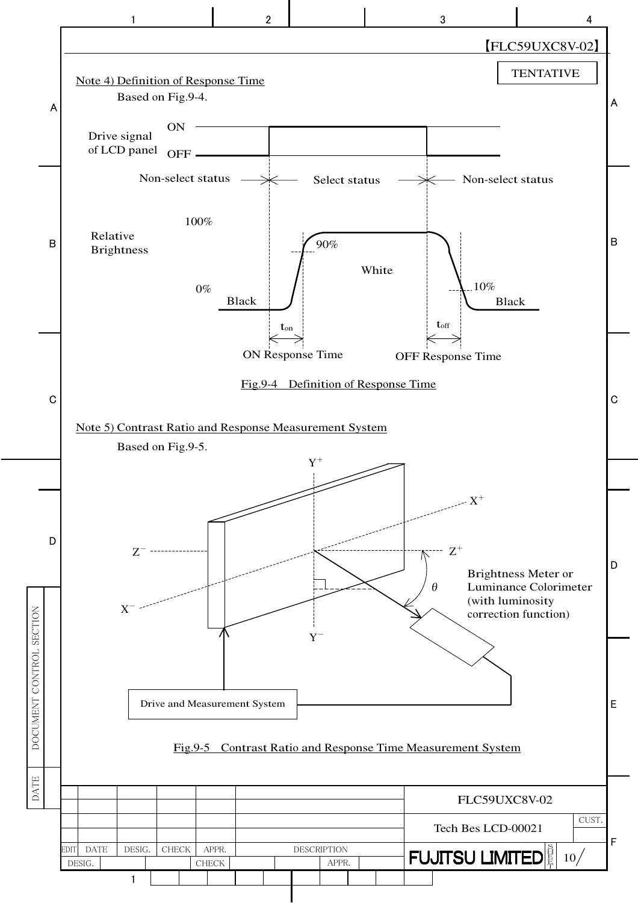TENTATIVE

Note 4) Definition of Response Time

Based on Fig.9-4.

Fig.9-4　Definition of Response Time

Note 5) Contrast Ratio and Response Measurement System

Based on Fig.9-5.

Fig.9-5　Contrast Ratio and Response Time Measurement System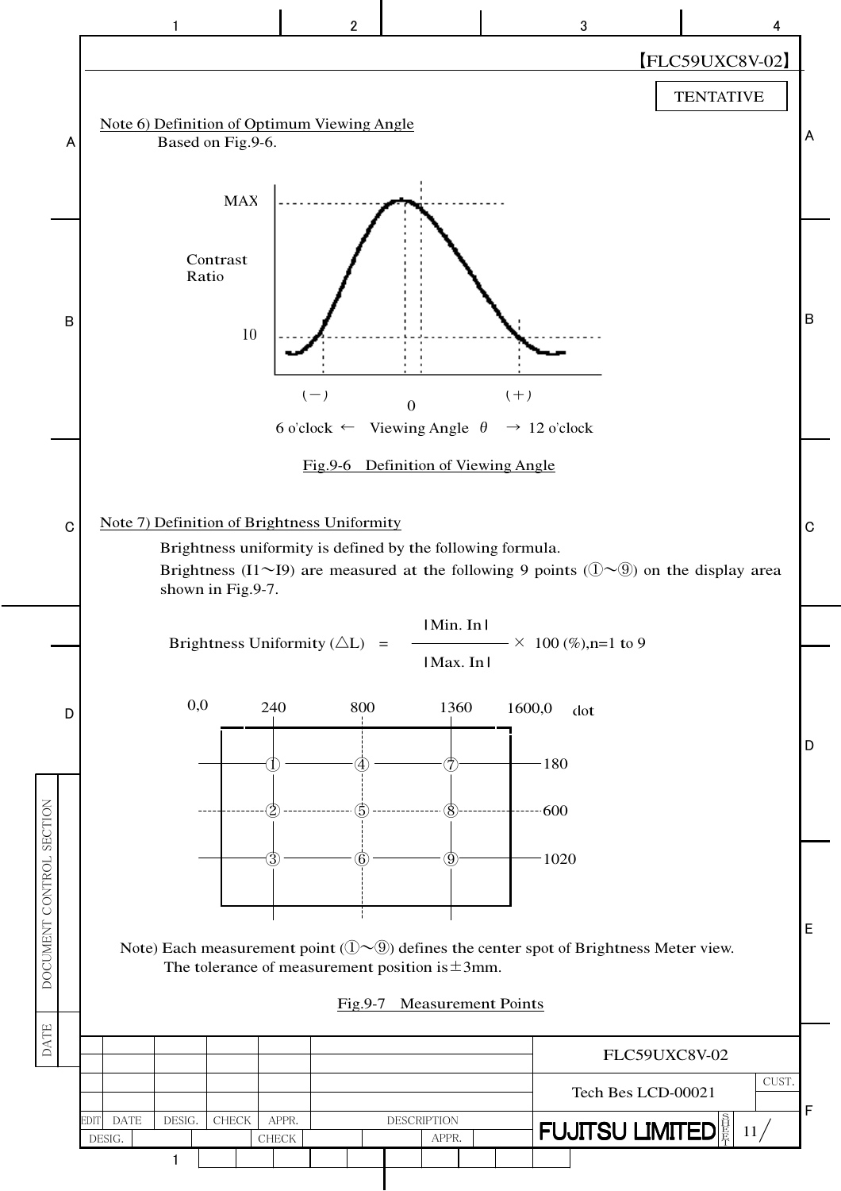【FLC59UXC8V-02】

TENTATIVE

Note 6) Definition of Optimum Viewing Angle

Based on Fig.9-6.

MAX

Contrast Ratio

10

(－) 0 (＋)

6 o'clock ← Viewing Angle θ → 12 o'clock

Fig.9-6 Definition of Viewing Angle

Note 7) Definition of Brightness Uniformity

Brightness uniformity is defined by the following formula.

Brightness (I1～I9) are measured at the following 9 points (①～⑨) on the display area shown in Fig.9-7.

$$\text{Brightness Uniformity } (\triangle L) = \frac{|\text{Min. In}|}{|\text{Max. In}|} \times 100\ (\%), n=1 \text{ to } 9$$

0,0 240 800 1360 1600,0 dot

① ④ ⑦ 180

② ⑤ ⑧ 600

③ ⑥ ⑨ 1020

Note) Each measurement point (①～⑨) defines the center spot of Brightness Meter view.
The tolerance of measurement position is ±3mm.

Fig.9-7 Measurement Points

FLC59UXC8V-02

Tech Bes LCD-00021

FUJITSU LIMITED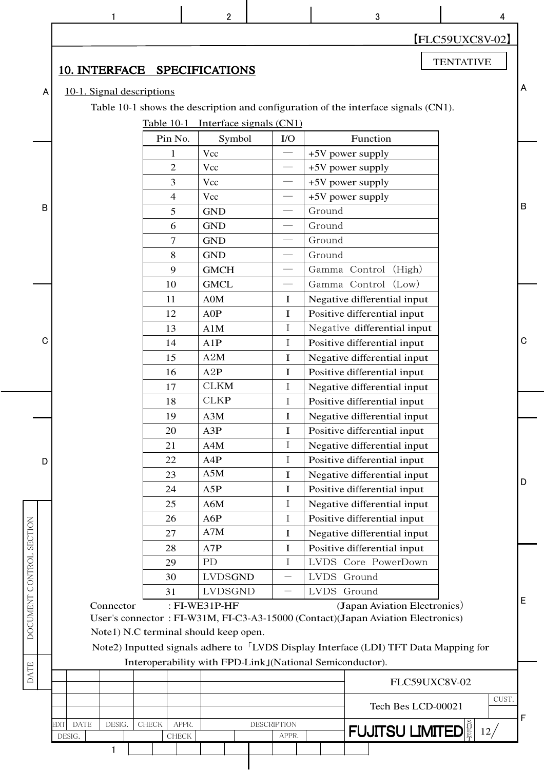TENTATIVE

# 10. INTERFACE SPECIFICATIONS

## 10-1. Signal descriptions

Table 10-1 shows the description and configuration of the interface signals (CN1).

Table 10-1 Interface signals (CN1)

| Pin No. | Symbol | I/O | Function |
|---|---|---|---|
| 1 | Vcc | — | +5V power supply |
| 2 | Vcc | — | +5V power supply |
| 3 | Vcc | — | +5V power supply |
| 4 | Vcc | — | +5V power supply |
| 5 | GND | — | Ground |
| 6 | GND | — | Ground |
| 7 | GND | — | Ground |
| 8 | GND | — | Ground |
| 9 | GMCH | — | Gamma Control (High) |
| 10 | GMCL | — | Gamma Control (Low) |
| 11 | A0M | I | Negative differential input |
| 12 | A0P | I | Positive differential input |
| 13 | A1M | I | Negative differential input |
| 14 | A1P | I | Positive differential input |
| 15 | A2M | I | Negative differential input |
| 16 | A2P | I | Positive differential input |
| 17 | CLKM | I | Negative differential input |
| 18 | CLKP | I | Positive differential input |
| 19 | A3M | I | Negative differential input |
| 20 | A3P | I | Positive differential input |
| 21 | A4M | I | Negative differential input |
| 22 | A4P | I | Positive differential input |
| 23 | A5M | I | Negative differential input |
| 24 | A5P | I | Positive differential input |
| 25 | A6M | I | Negative differential input |
| 26 | A6P | I | Positive differential input |
| 27 | A7M | I | Negative differential input |
| 28 | A7P | I | Positive differential input |
| 29 | PD | I | LVDS Core PowerDown |
| 30 | LVDSGND | — | LVDS Ground |
| 31 | LVDSGND | — | LVDS Ground |

Connector : FI-WE31P-HF (Japan Aviation Electronics)
User's connector : FI-W31M, FI-C3-A3-15000 (Contact)(Japan Aviation Electronics)
Note1) N.C terminal should keep open.
Note2) Inputted signals adhere to「LVDS Display Interface (LDI) TFT Data Mapping for Interoperability with FPD-Link」(National Semiconductor).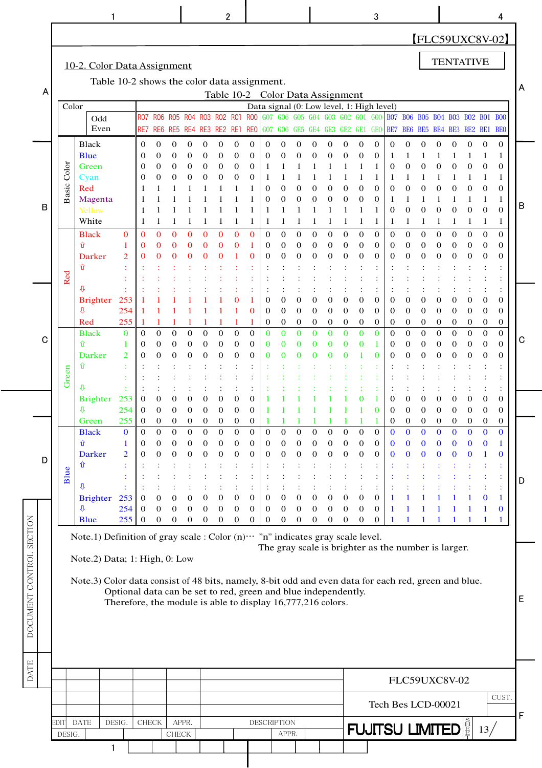[FLC59UXC8V-02]

TENTATIVE

## 10-2. Color Data Assignment

Table 10-2 shows the color data assignment.

Table 10-2 Color Data Assignment

| Color | | | R07 R06 R05 R04 R03 R02 R01 R00 (Odd) / RE7 RE6 RE5 RE4 RE3 RE2 RE1 RE0 (Even) | | | | | | | | G07 G06 G05 G04 G03 G02 G01 G00 (Odd) / GE7 GE6 GE5 GE4 GE3 GE2 GE1 GE0 (Even) | | | | | | | | B07 B06 B05 B04 B03 B02 B01 B00 (Odd) / BE7 BE6 BE5 BE4 BE3 BE2 BE1 BE0 (Even) | | | | | | | |
|---|---|---|---|---|---|---|---|---|---|---|---|---|---|---|---|---|---|---|---|---|---|---|---|---|---|---|
| | | | R07/RE7 | R06/RE6 | R05/RE5 | R04/RE4 | R03/RE3 | R02/RE2 | R01/RE1 | R00/RE0 | G07/GE7 | G06/GE6 | G05/GE5 | G04/GE4 | G03/GE3 | G02/GE2 | G01/GE1 | G00/GE0 | B07/BE7 | B06/BE6 | B05/BE5 | B04/BE4 | B03/BE3 | B02/BE2 | B01/BE1 | B00/BE0 |
| Basic Color | Black | | 0 | 0 | 0 | 0 | 0 | 0 | 0 | 0 | 0 | 0 | 0 | 0 | 0 | 0 | 0 | 0 | 0 | 0 | 0 | 0 | 0 | 0 | 0 | 0 |
| | Blue | | 0 | 0 | 0 | 0 | 0 | 0 | 0 | 0 | 0 | 0 | 0 | 0 | 0 | 0 | 0 | 0 | 1 | 1 | 1 | 1 | 1 | 1 | 1 | 1 |
| | Green | | 0 | 0 | 0 | 0 | 0 | 0 | 0 | 0 | 1 | 1 | 1 | 1 | 1 | 1 | 1 | 1 | 0 | 0 | 0 | 0 | 0 | 0 | 0 | 0 |
| | Cyan | | 0 | 0 | 0 | 0 | 0 | 0 | 0 | 0 | 1 | 1 | 1 | 1 | 1 | 1 | 1 | 1 | 1 | 1 | 1 | 1 | 1 | 1 | 1 | 1 |
| | Red | | 1 | 1 | 1 | 1 | 1 | 1 | 1 | 1 | 0 | 0 | 0 | 0 | 0 | 0 | 0 | 0 | 0 | 0 | 0 | 0 | 0 | 0 | 0 | 0 |
| | Magenta | | 1 | 1 | 1 | 1 | 1 | 1 | 1 | 1 | 0 | 0 | 0 | 0 | 0 | 0 | 0 | 0 | 1 | 1 | 1 | 1 | 1 | 1 | 1 | 1 |
| | Yellow | | 1 | 1 | 1 | 1 | 1 | 1 | 1 | 1 | 1 | 1 | 1 | 1 | 1 | 1 | 1 | 1 | 0 | 0 | 0 | 0 | 0 | 0 | 0 | 0 |
| | White | | 1 | 1 | 1 | 1 | 1 | 1 | 1 | 1 | 1 | 1 | 1 | 1 | 1 | 1 | 1 | 1 | 1 | 1 | 1 | 1 | 1 | 1 | 1 | 1 |
| Red | Black | 0 | 0 | 0 | 0 | 0 | 0 | 0 | 0 | 0 | 0 | 0 | 0 | 0 | 0 | 0 | 0 | 0 | 0 | 0 | 0 | 0 | 0 | 0 | 0 | 0 |
| | ⇧ | 1 | 0 | 0 | 0 | 0 | 0 | 0 | 0 | 1 | 0 | 0 | 0 | 0 | 0 | 0 | 0 | 0 | 0 | 0 | 0 | 0 | 0 | 0 | 0 | 0 |
| | Darker | 2 | 0 | 0 | 0 | 0 | 0 | 0 | 1 | 0 | 0 | 0 | 0 | 0 | 0 | 0 | 0 | 0 | 0 | 0 | 0 | 0 | 0 | 0 | 0 | 0 |
| | ⇧ | : | : | : | : | : | : | : | : | : | : | : | : | : | : | : | : | : | : | : | : | : | : | : | : | : |
| | | : | : | : | : | : | : | : | : | : | : | : | : | : | : | : | : | : | : | : | : | : | : | : | : | : |
| | ⇩ | : | : | : | : | : | : | : | : | : | : | : | : | : | : | : | : | : | : | : | : | : | : | : | : | : |
| | Brighter | 253 | 1 | 1 | 1 | 1 | 1 | 1 | 0 | 1 | 0 | 0 | 0 | 0 | 0 | 0 | 0 | 0 | 0 | 0 | 0 | 0 | 0 | 0 | 0 | 0 |
| | ⇩ | 254 | 1 | 1 | 1 | 1 | 1 | 1 | 1 | 0 | 0 | 0 | 0 | 0 | 0 | 0 | 0 | 0 | 0 | 0 | 0 | 0 | 0 | 0 | 0 | 0 |
| | Red | 255 | 1 | 1 | 1 | 1 | 1 | 1 | 1 | 1 | 0 | 0 | 0 | 0 | 0 | 0 | 0 | 0 | 0 | 0 | 0 | 0 | 0 | 0 | 0 | 0 |
| Green | Black | 0 | 0 | 0 | 0 | 0 | 0 | 0 | 0 | 0 | 0 | 0 | 0 | 0 | 0 | 0 | 0 | 0 | 0 | 0 | 0 | 0 | 0 | 0 | 0 | 0 |
| | ⇧ | 1 | 0 | 0 | 0 | 0 | 0 | 0 | 0 | 0 | 0 | 0 | 0 | 0 | 0 | 0 | 0 | 1 | 0 | 0 | 0 | 0 | 0 | 0 | 0 | 0 |
| | Darker | 2 | 0 | 0 | 0 | 0 | 0 | 0 | 0 | 0 | 0 | 0 | 0 | 0 | 0 | 0 | 1 | 0 | 0 | 0 | 0 | 0 | 0 | 0 | 0 | 0 |
| | ⇧ | : | : | : | : | : | : | : | : | : | : | : | : | : | : | : | : | : | : | : | : | : | : | : | : | : |
| | | : | : | : | : | : | : | : | : | : | : | : | : | : | : | : | : | : | : | : | : | : | : | : | : | : |
| | ⇩ | : | : | : | : | : | : | : | : | : | : | : | : | : | : | : | : | : | : | : | : | : | : | : | : | : |
| | Brighter | 253 | 0 | 0 | 0 | 0 | 0 | 0 | 0 | 0 | 1 | 1 | 1 | 1 | 1 | 1 | 0 | 1 | 0 | 0 | 0 | 0 | 0 | 0 | 0 | 0 |
| | ⇩ | 254 | 0 | 0 | 0 | 0 | 0 | 0 | 0 | 0 | 1 | 1 | 1 | 1 | 1 | 1 | 1 | 0 | 0 | 0 | 0 | 0 | 0 | 0 | 0 | 0 |
| | Green | 255 | 0 | 0 | 0 | 0 | 0 | 0 | 0 | 0 | 1 | 1 | 1 | 1 | 1 | 1 | 1 | 1 | 0 | 0 | 0 | 0 | 0 | 0 | 0 | 0 |
| Blue | Black | 0 | 0 | 0 | 0 | 0 | 0 | 0 | 0 | 0 | 0 | 0 | 0 | 0 | 0 | 0 | 0 | 0 | 0 | 0 | 0 | 0 | 0 | 0 | 0 | 0 |
| | ⇧ | 1 | 0 | 0 | 0 | 0 | 0 | 0 | 0 | 0 | 0 | 0 | 0 | 0 | 0 | 0 | 0 | 0 | 0 | 0 | 0 | 0 | 0 | 0 | 0 | 1 |
| | Darker | 2 | 0 | 0 | 0 | 0 | 0 | 0 | 0 | 0 | 0 | 0 | 0 | 0 | 0 | 0 | 0 | 0 | 0 | 0 | 0 | 0 | 0 | 0 | 1 | 0 |
| | ⇧ | : | : | : | : | : | : | : | : | : | : | : | : | : | : | : | : | : | : | : | : | : | : | : | : | : |
| | | : | : | : | : | : | : | : | : | : | : | : | : | : | : | : | : | : | : | : | : | : | : | : | : | : |
| | ⇩ | : | : | : | : | : | : | : | : | : | : | : | : | : | : | : | : | : | : | : | : | : | : | : | : | : |
| | Brighter | 253 | 0 | 0 | 0 | 0 | 0 | 0 | 0 | 0 | 0 | 0 | 0 | 0 | 0 | 0 | 0 | 0 | 1 | 1 | 1 | 1 | 1 | 1 | 0 | 1 |
| | ⇩ | 254 | 0 | 0 | 0 | 0 | 0 | 0 | 0 | 0 | 0 | 0 | 0 | 0 | 0 | 0 | 0 | 0 | 1 | 1 | 1 | 1 | 1 | 1 | 1 | 0 |
| | Blue | 255 | 0 | 0 | 0 | 0 | 0 | 0 | 0 | 0 | 0 | 0 | 0 | 0 | 0 | 0 | 0 | 0 | 1 | 1 | 1 | 1 | 1 | 1 | 1 | 1 |

Data signal (0: Low level, 1: High level)

Note.1) Definition of gray scale : Color (n)··· "n" indicates gray scale level.
The gray scale is brighter as the number is larger.

Note.2) Data; 1: High, 0: Low

Note.3) Color data consist of 48 bits, namely, 8-bit odd and even data for each red, green and blue.
Optional data can be set to red, green and blue independently.
Therefore, the module is able to display 16,777,216 colors.

FLC59UXC8V-02

Tech Bes LCD-00021

FUJITSU LIMITED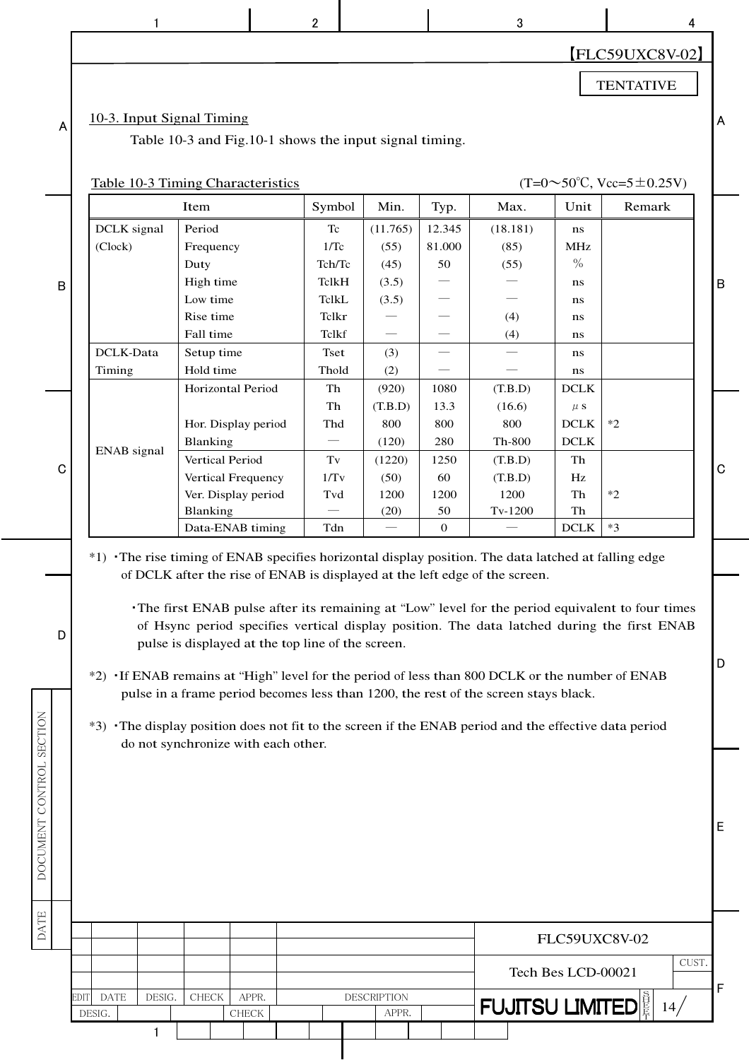TENTATIVE

## 10-3. Input Signal Timing

Table 10-3 and Fig.10-1 shows the input signal timing.

Table 10-3 Timing Characteristics (T=0～50℃, Vcc=5±0.25V)

| Item | | Symbol | Min. | Typ. | Max. | Unit | Remark |
|---|---|---|---|---|---|---|---|
| DCLK signal (Clock) | Period | Tc | (11.765) | 12.345 | (18.181) | ns | |
| | Frequency | 1/Tc | (55) | 81.000 | (85) | MHz | |
| | Duty | Tch/Tc | (45) | 50 | (55) | % | |
| | High time | TclkH | (3.5) | — | — | ns | |
| | Low time | TclkL | (3.5) | — | — | ns | |
| | Rise time | Tclkr | — | — | (4) | ns | |
| | Fall time | Tclkf | — | — | (4) | ns | |
| DCLK-Data Timing | Setup time | Tset | (3) | — | — | ns | |
| | Hold time | Thold | (2) | — | — | ns | |
| ENAB signal | Horizontal Period | Th | (920) | 1080 | (T.B.D) | DCLK | |
| | | Th | (T.B.D) | 13.3 | (16.6) | μs | |
| | Hor. Display period | Thd | 800 | 800 | 800 | DCLK | *2 |
| | Blanking | — | (120) | 280 | Th-800 | DCLK | |
| | Vertical Period | Tv | (1220) | 1250 | (T.B.D) | Th | |
| | Vertical Frequency | 1/Tv | (50) | 60 | (T.B.D) | Hz | |
| | Ver. Display period | Tvd | 1200 | 1200 | 1200 | Th | *2 |
| | Blanking | — | (20) | 50 | Tv-1200 | Th | |
| | Data-ENAB timing | Tdn | — | 0 | — | DCLK | *3 |

*1) ・The rise timing of ENAB specifies horizontal display position. The data latched at falling edge of DCLK after the rise of ENAB is displayed at the left edge of the screen.

・The first ENAB pulse after its remaining at “Low” level for the period equivalent to four times of Hsync period specifies vertical display position. The data latched during the first ENAB pulse is displayed at the top line of the screen.

*2) ・If ENAB remains at “High” level for the period of less than 800 DCLK or the number of ENAB pulse in a frame period becomes less than 1200, the rest of the screen stays black.

*3) ・The display position does not fit to the screen if the ENAB period and the effective data period do not synchronize with each other.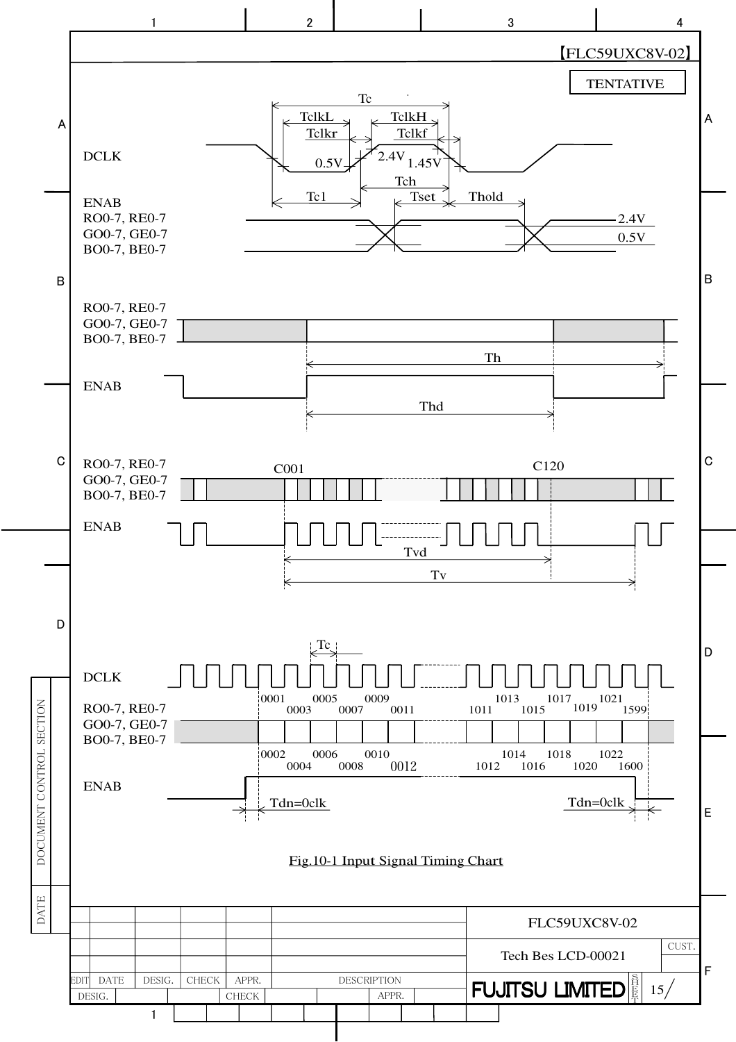【FLC59UXC8V-02】

TENTATIVE

DCLK

ENAB
RO0-7, RE0-7
GO0-7, GE0-7
BO0-7, BE0-7

Tc, TclkL, TclkH, Tclkr, Tclkf, 0.5V, 2.4V, 1.45V, Tch, Tc1, Tset, Thold, 2.4V, 0.5V

RO0-7, RE0-7
GO0-7, GE0-7
BO0-7, BE0-7

ENAB

Th, Thd

RO0-7, RE0-7
GO0-7, GE0-7
BO0-7, BE0-7

ENAB

C001, C120, Tvd, Tv

DCLK

RO0-7, RE0-7
GO0-7, GE0-7
BO0-7, BE0-7

ENAB

Tc

0001, 0003, 0005, 0007, 0009, 0011, 1011, 1013, 1015, 1017, 1019, 1021, 1599

0002, 0004, 0006, 0008, 0010, 0012, 1012, 1014, 1016, 1018, 1020, 1022, 1600

Tdn=0clk, Tdn=0clk

Fig.10-1 Input Signal Timing Chart

FLC59UXC8V-02

Tech Bes LCD-00021

FUJITSU LIMITED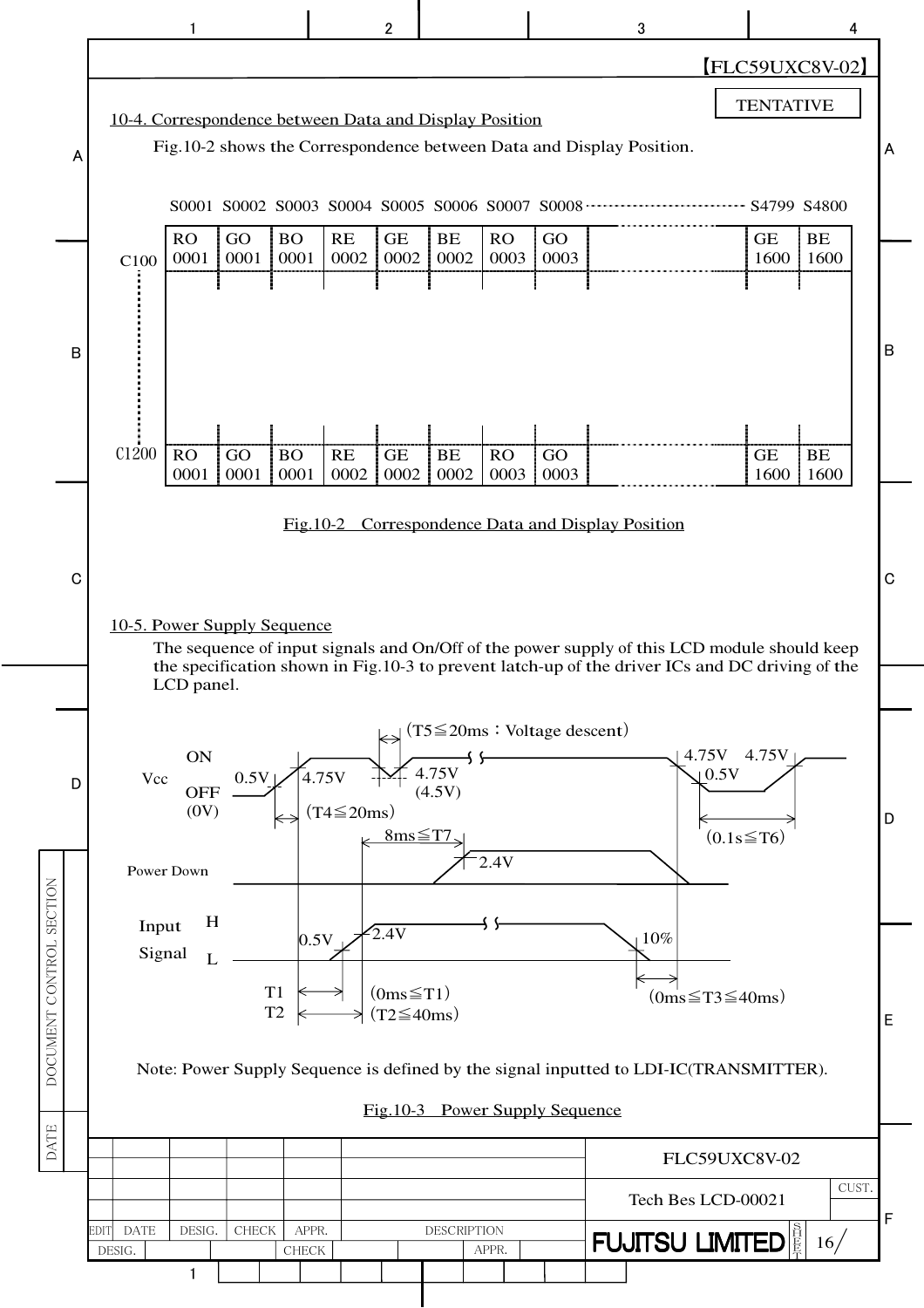## 10-4. Correspondence between Data and Display Position

Fig.10-2 shows the Correspondence between Data and Display Position.

|  | S0001 | S0002 | S0003 | S0004 | S0005 | S0006 | S0007 | S0008 | ... | S4799 | S4800 |
|---|---|---|---|---|---|---|---|---|---|---|---|
| C100 | RO 0001 | GO 0001 | BO 0001 | RE 0002 | GE 0002 | BE 0002 | RO 0003 | GO 0003 | ... | GE 1600 | BE 1600 |
| ⋮ | | | | | | | | | | | |
| C1200 | RO 0001 | GO 0001 | BO 0001 | RE 0002 | GE 0002 | BE 0002 | RO 0003 | GO 0003 | ... | GE 1600 | BE 1600 |

Fig.10-2 Correspondence Data and Display Position

## 10-5. Power Supply Sequence

The sequence of input signals and On/Off of the power supply of this LCD module should keep the specification shown in Fig.10-3 to prevent latch-up of the driver ICs and DC driving of the LCD panel.

Vcc: ON / OFF (0V); 0.5V, 4.75V, 4.75V (4.5V), 4.75V, 0.5V, 4.75V
(T5≦20ms：Voltage descent)
(T4≦20ms)
(0.1s≦T6)
Power Down: 8ms≦T7, 2.4V
Input Signal: H / L; 0.5V, 2.4V, 10%
T1 (0ms≦T1)
T2 (T2≦40ms)
(0ms≦T3≦40ms)

Note: Power Supply Sequence is defined by the signal inputted to LDI-IC(TRANSMITTER).

Fig.10-3 Power Supply Sequence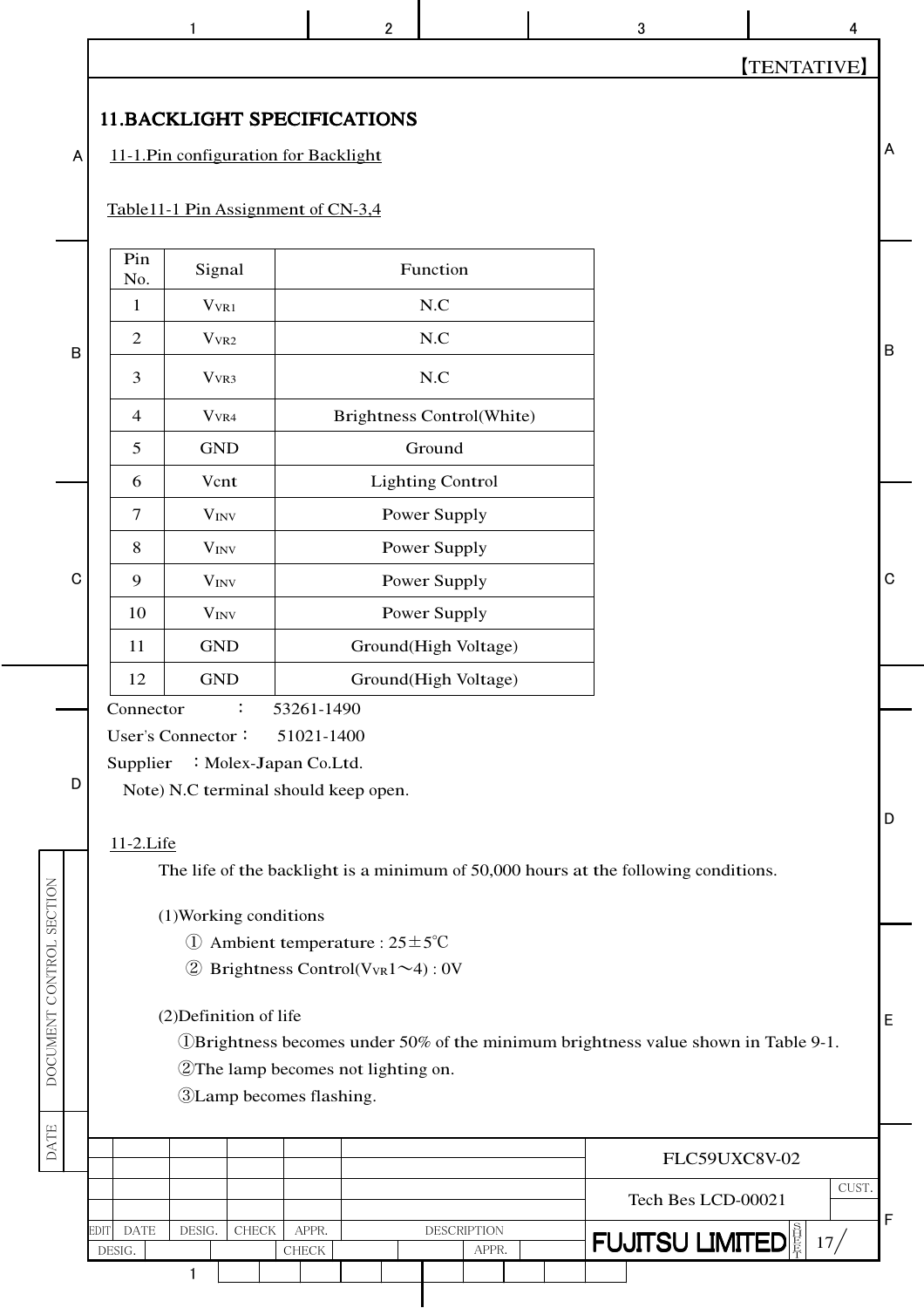【TENTATIVE】

# 11.BACKLIGHT SPECIFICATIONS

## 11-1.Pin configuration for Backlight

Table11-1 Pin Assignment of CN-3,4

| Pin No. | Signal | Function |
|---|---|---|
| 1 | $V_{VR1}$ | N.C |
| 2 | $V_{VR2}$ | N.C |
| 3 | $V_{VR3}$ | N.C |
| 4 | $V_{VR4}$ | Brightness Control(White) |
| 5 | GND | Ground |
| 6 | Vcnt | Lighting Control |
| 7 | $V_{INV}$ | Power Supply |
| 8 | $V_{INV}$ | Power Supply |
| 9 | $V_{INV}$ | Power Supply |
| 10 | $V_{INV}$ | Power Supply |
| 11 | GND | Ground(High Voltage) |
| 12 | GND | Ground(High Voltage) |

Connector　　：　53261-1490

User's Connector：　51021-1400

Supplier　：Molex-Japan Co.Ltd.

Note) N.C terminal should keep open.

## 11-2.Life

The life of the backlight is a minimum of 50,000 hours at the following conditions.

(1)Working conditions

① Ambient temperature : 25±5℃

② Brightness Control($V_{VR}$1～4) : 0V

(2)Definition of life

①Brightness becomes under 50% of the minimum brightness value shown in Table 9-1.

②The lamp becomes not lighting on.

③Lamp becomes flashing.

FLC59UXC8V-02

Tech Bes LCD-00021

FUJITSU LIMITED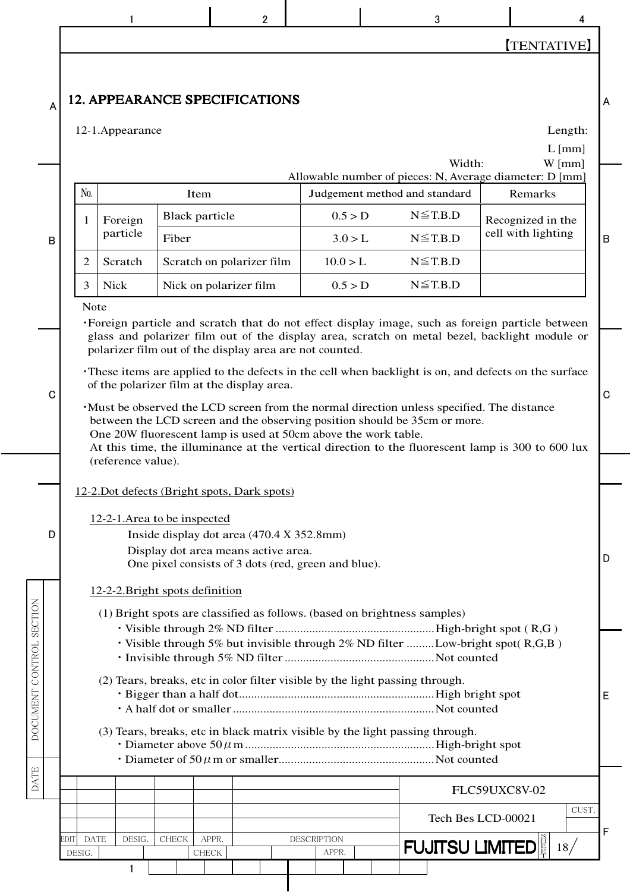【TENTATIVE】

# 12. APPEARANCE SPECIFICATIONS

12-1.Appearance

Length: L [mm]
Width: W [mm]
Allowable number of pieces: N, Average diameter: D [mm]

| No. | Item | | Judgement method and standard | | Remarks |
|---|---|---|---|---|---|
| 1 | Foreign particle | Black particle | 0.5 > D | N≦T.B.D | Recognized in the cell with lighting |
| | | Fiber | 3.0 > L | N≦T.B.D | |
| 2 | Scratch | Scratch on polarizer film | 10.0 > L | N≦T.B.D | |
| 3 | Nick | Nick on polarizer film | 0.5 > D | N≦T.B.D | |

Note

- Foreign particle and scratch that do not effect display image, such as foreign particle between glass and polarizer film out of the display area, scratch on metal bezel, backlight module or polarizer film out of the display area are not counted.
- These items are applied to the defects in the cell when backlight is on, and defects on the surface of the polarizer film at the display area.
- Must be observed the LCD screen from the normal direction unless specified. The distance between the LCD screen and the observing position should be 35cm or more.
  One 20W fluorescent lamp is used at 50cm above the work table.
  At this time, the illuminance at the vertical direction to the fluorescent lamp is 300 to 600 lux (reference value).

## 12-2.Dot defects (Bright spots, Dark spots)

### 12-2-1.Area to be inspected

Inside display dot area (470.4 X 352.8mm)
Display dot area means active area.
One pixel consists of 3 dots (red, green and blue).

### 12-2-2.Bright spots definition

(1) Bright spots are classified as follows. (based on brightness samples)
- Visible through 2% ND filter ....................................................High-bright spot ( R,G )
- Visible through 5% but invisible through 2% ND filter .........Low-bright spot( R,G,B )
- Invisible through 5% ND filter .................................................Not counted

(2) Tears, breaks, etc in color filter visible by the light passing through.
- Bigger than a half dot................................................................High bright spot
- A half dot or smaller .................................................................Not counted

(3) Tears, breaks, etc in black matrix visible by the light passing through.
- Diameter above 50$\mu$m .............................................................High-bright spot
- Diameter of 50$\mu$m or smaller...................................................Not counted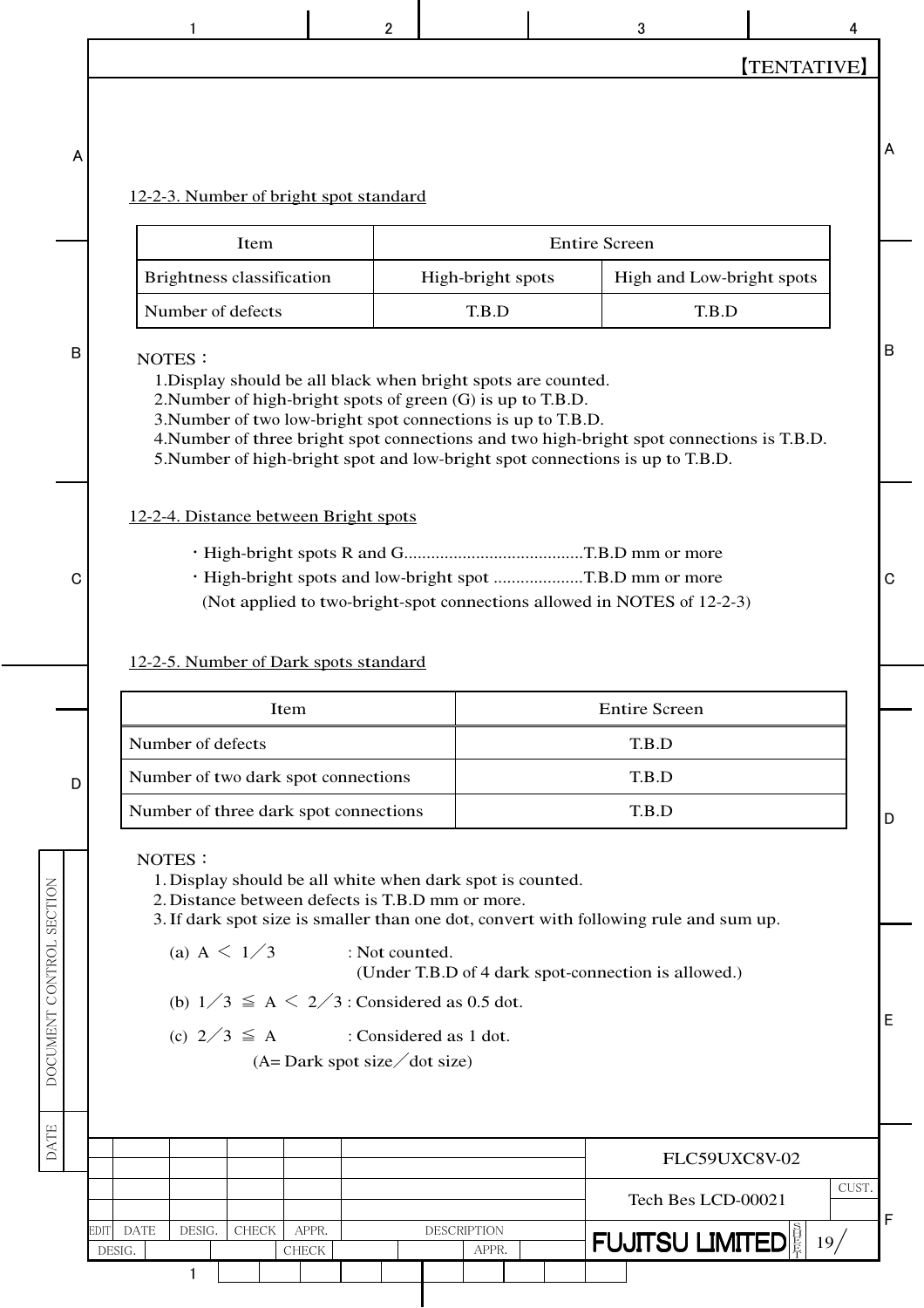【TENTATIVE】

### 12-2-3. Number of bright spot standard

| Item | Entire Screen | |
|---|---|---|
| Brightness classification | High-bright spots | High and Low-bright spots |
| Number of defects | T.B.D | T.B.D |

NOTES：

1. Display should be all black when bright spots are counted.
2. Number of high-bright spots of green (G) is up to T.B.D.
3. Number of two low-bright spot connections is up to T.B.D.
4. Number of three bright spot connections and two high-bright spot connections is T.B.D.
5. Number of high-bright spot and low-bright spot connections is up to T.B.D.

### 12-2-4. Distance between Bright spots

- High-bright spots R and G........................................T.B.D mm or more
- High-bright spots and low-bright spot ....................T.B.D mm or more

(Not applied to two-bright-spot connections allowed in NOTES of 12-2-3)

### 12-2-5. Number of Dark spots standard

| Item | Entire Screen |
|---|---|
| Number of defects | T.B.D |
| Number of two dark spot connections | T.B.D |
| Number of three dark spot connections | T.B.D |

NOTES：

1. Display should be all white when dark spot is counted.
2. Distance between defects is T.B.D mm or more.
3. If dark spot size is smaller than one dot, convert with following rule and sum up.

(a) $A < 1/3$ : Not counted.
(Under T.B.D of 4 dark spot-connection is allowed.)

(b) $1/3 \leqq A < 2/3$ : Considered as 0.5 dot.

(c) $2/3 \leqq A$ : Considered as 1 dot.

(A= Dark spot size／dot size)

FLC59UXC8V-02

Tech Bes LCD-00021

FUJITSU LIMITED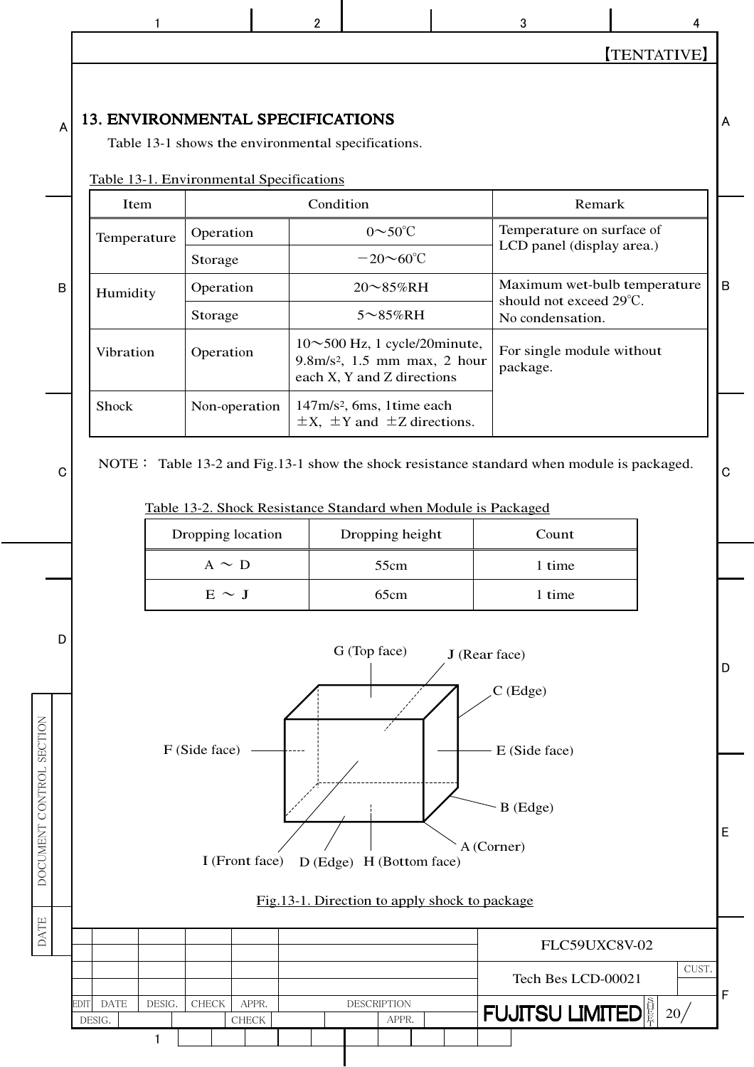【TENTATIVE】

## 13. ENVIRONMENTAL SPECIFICATIONS

Table 13-1 shows the environmental specifications.

Table 13-1. Environmental Specifications

| Item | Condition | | Remark |
|---|---|---|---|
| Temperature | Operation | 0～50℃ | Temperature on surface of LCD panel (display area.) |
| | Storage | −20～60℃ | |
| Humidity | Operation | 20～85%RH | Maximum wet-bulb temperature should not exceed 29℃. No condensation. |
| | Storage | 5～85%RH | |
| Vibration | Operation | 10～500 Hz, 1 cycle/20minute, 9.8m/s², 1.5 mm max, 2 hour each X, Y and Z directions | For single module without package. |
| Shock | Non-operation | 147m/s², 6ms, 1time each ±X, ±Y and ±Z directions. | |

NOTE： Table 13-2 and Fig.13-1 show the shock resistance standard when module is packaged.

Table 13-2. Shock Resistance Standard when Module is Packaged

| Dropping location | Dropping height | Count |
|---|---|---|
| A ～ D | 55cm | 1 time |
| E ～ J | 65cm | 1 time |

G (Top face), J (Rear face), C (Edge), F (Side face), E (Side face), B (Edge), A (Corner), I (Front face), D (Edge), H (Bottom face)

Fig.13-1. Direction to apply shock to package

FLC59UXC8V-02

Tech Bes LCD-00021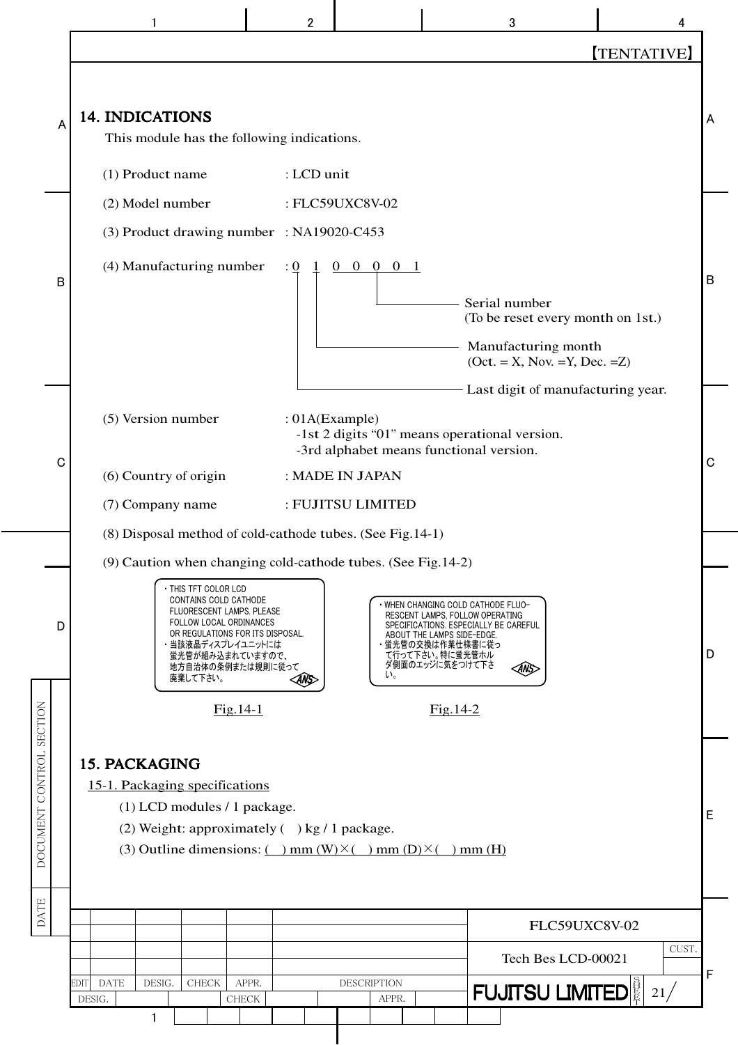【TENTATIVE】

## 14. INDICATIONS

This module has the following indications.

(1) Product name : LCD unit

(2) Model number : FLC59UXC8V-02

(3) Product drawing number : NA19020-C453

(4) Manufacturing number : 0 1 0 0 0 0 1

- Serial number (To be reset every month on 1st.)
- Manufacturing month (Oct. = X, Nov. =Y, Dec. =Z)
- Last digit of manufacturing year.

(5) Version number : 01A(Example)
-1st 2 digits “01” means operational version.
-3rd alphabet means functional version.

(6) Country of origin : MADE IN JAPAN

(7) Company name : FUJITSU LIMITED

(8) Disposal method of cold-cathode tubes. (See Fig.14-1)

(9) Caution when changing cold-cathode tubes. (See Fig.14-2)

・THIS TFT COLOR LCD CONTAINS COLD CATHODE FLUORESCENT LAMPS. PLEASE FOLLOW LOCAL ORDINANCES OR REGULATIONS FOR ITS DISPOSAL.
・当該液晶ディスプレイユニットには蛍光管が組み込まれていますので、地方自治体の条例または規則に従って廃棄して下さい。

Fig.14-1

・WHEN CHANGING COLD CATHODE FLUO-RESCENT LAMPS, FOLLOW OPERATING SPECIFICATIONS. ESPECIALLY BE CAREFUL ABOUT THE LAMPS SIDE-EDGE.
・蛍光管の交換は作業仕様書に従って行って下さい。特に蛍光管ホルダ側面のエッジに気をつけて下さい。

Fig.14-2

## 15. PACKAGING

15-1. Packaging specifications

(1) LCD modules / 1 package.

(2) Weight: approximately (  ) kg / 1 package.

(3) Outline dimensions: (  ) mm (W)×(  ) mm (D)×(  ) mm (H)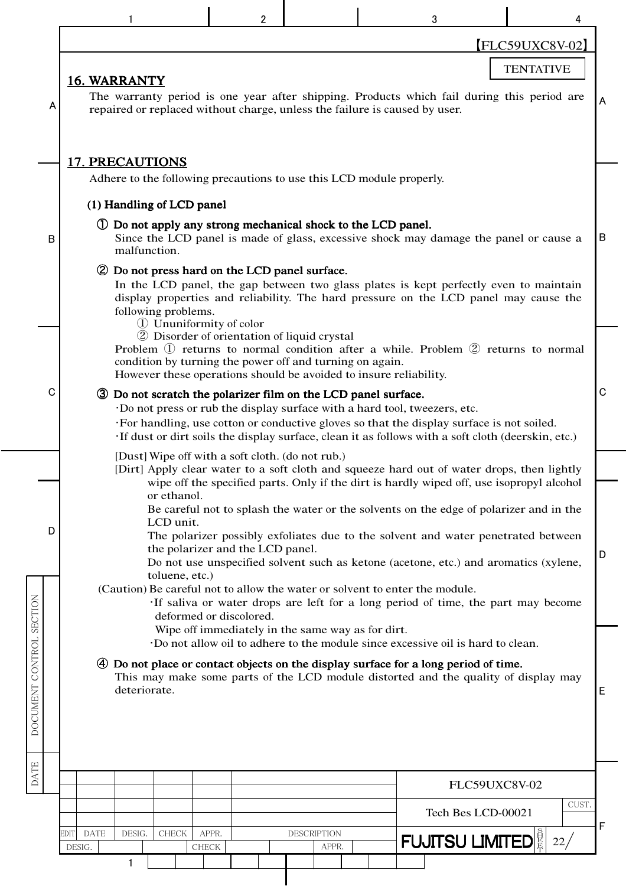TENTATIVE

## 16. WARRANTY

The warranty period is one year after shipping. Products which fail during this period are repaired or replaced without charge, unless the failure is caused by user.

## 17. PRECAUTIONS

Adhere to the following precautions to use this LCD module properly.

### (1) Handling of LCD panel

**① Do not apply any strong mechanical shock to the LCD panel.**

Since the LCD panel is made of glass, excessive shock may damage the panel or cause a malfunction.

**② Do not press hard on the LCD panel surface.**

In the LCD panel, the gap between two glass plates is kept perfectly even to maintain display properties and reliability. The hard pressure on the LCD panel may cause the following problems.

① Ununiformity of color
② Disorder of orientation of liquid crystal

Problem ① returns to normal condition after a while. Problem ② returns to normal condition by turning the power off and turning on again.
However these operations should be avoided to insure reliability.

**③ Do not scratch the polarizer film on the LCD panel surface.**

- Do not press or rub the display surface with a hard tool, tweezers, etc.
- For handling, use cotton or conductive gloves so that the display surface is not soiled.
- If dust or dirt soils the display surface, clean it as follows with a soft cloth (deerskin, etc.)

[Dust] Wipe off with a soft cloth. (do not rub.)
[Dirt] Apply clear water to a soft cloth and squeeze hard out of water drops, then lightly wipe off the specified parts. Only if the dirt is hardly wiped off, use isopropyl alcohol or ethanol.
Be careful not to splash the water or the solvents on the edge of polarizer and in the LCD unit.
The polarizer possibly exfoliates due to the solvent and water penetrated between the polarizer and the LCD panel.
Do not use unspecified solvent such as ketone (acetone, etc.) and aromatics (xylene, toluene, etc.)

(Caution) Be careful not to allow the water or solvent to enter the module.
- If saliva or water drops are left for a long period of time, the part may become deformed or discolored.
  Wipe off immediately in the same way as for dirt.
- Do not allow oil to adhere to the module since excessive oil is hard to clean.

**④ Do not place or contact objects on the display surface for a long period of time.**

This may make some parts of the LCD module distorted and the quality of display may deteriorate.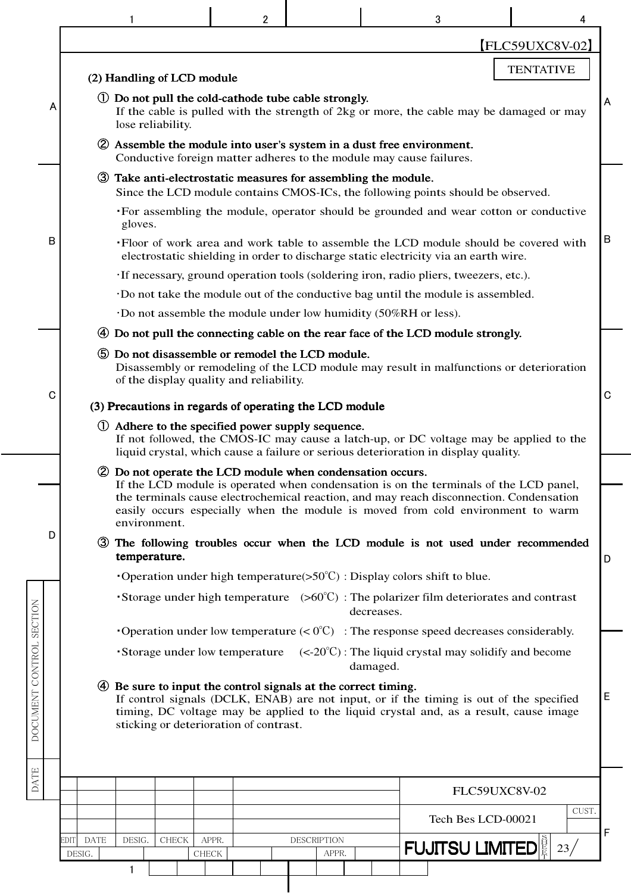TENTATIVE

### (2) Handling of LCD module

① **Do not pull the cold-cathode tube cable strongly.**
If the cable is pulled with the strength of 2kg or more, the cable may be damaged or may lose reliability.

② **Assemble the module into user's system in a dust free environment.**
Conductive foreign matter adheres to the module may cause failures.

③ **Take anti-electrostatic measures for assembling the module.**
Since the LCD module contains CMOS-ICs, the following points should be observed.

- For assembling the module, operator should be grounded and wear cotton or conductive gloves.
- Floor of work area and work table to assemble the LCD module should be covered with electrostatic shielding in order to discharge static electricity via an earth wire.
- If necessary, ground operation tools (soldering iron, radio pliers, tweezers, etc.).
- Do not take the module out of the conductive bag until the module is assembled.
- Do not assemble the module under low humidity (50%RH or less).

④ **Do not pull the connecting cable on the rear face of the LCD module strongly.**

⑤ **Do not disassemble or remodel the LCD module.**
Disassembly or remodeling of the LCD module may result in malfunctions or deterioration of the display quality and reliability.

### (3) Precautions in regards of operating the LCD module

① **Adhere to the specified power supply sequence.**
If not followed, the CMOS-IC may cause a latch-up, or DC voltage may be applied to the liquid crystal, which cause a failure or serious deterioration in display quality.

② **Do not operate the LCD module when condensation occurs.**
If the LCD module is operated when condensation is on the terminals of the LCD panel, the terminals cause electrochemical reaction, and may reach disconnection. Condensation easily occurs especially when the module is moved from cold environment to warm environment.

③ **The following troubles occur when the LCD module is not used under recommended temperature.**

- Operation under high temperature(>50℃) : Display colors shift to blue.
- Storage under high temperature (>60℃) : The polarizer film deteriorates and contrast decreases.
- Operation under low temperature (< 0℃) : The response speed decreases considerably.
- Storage under low temperature (<-20℃) : The liquid crystal may solidify and become damaged.

④ **Be sure to input the control signals at the correct timing.**
If control signals (DCLK, ENAB) are not input, or if the timing is out of the specified timing, DC voltage may be applied to the liquid crystal and, as a result, cause image sticking or deterioration of contrast.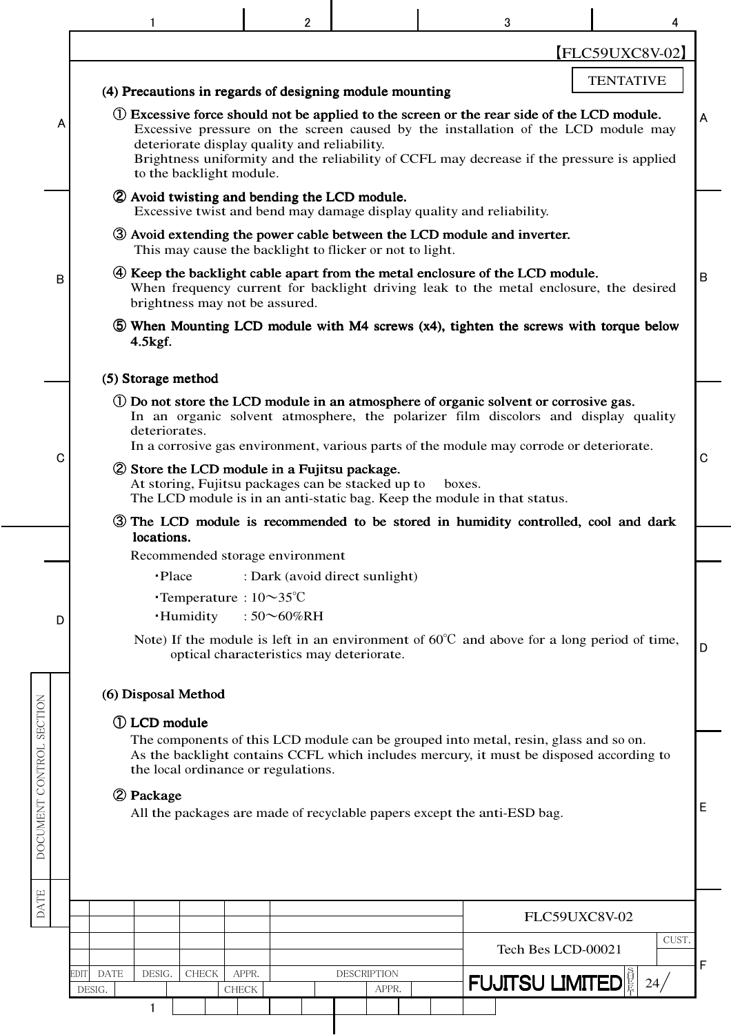TENTATIVE

### (4) Precautions in regards of designing module mounting

① **Excessive force should not be applied to the screen or the rear side of the LCD module.**
Excessive pressure on the screen caused by the installation of the LCD module may deteriorate display quality and reliability.
Brightness uniformity and the reliability of CCFL may decrease if the pressure is applied to the backlight module.

② **Avoid twisting and bending the LCD module.**
Excessive twist and bend may damage display quality and reliability.

③ **Avoid extending the power cable between the LCD module and inverter.**
This may cause the backlight to flicker or not to light.

④ **Keep the backlight cable apart from the metal enclosure of the LCD module.**
When frequency current for backlight driving leak to the metal enclosure, the desired brightness may not be assured.

⑤ **When Mounting LCD module with M4 screws (x4), tighten the screws with torque below 4.5kgf.**

### (5) Storage method

① **Do not store the LCD module in an atmosphere of organic solvent or corrosive gas.**
In an organic solvent atmosphere, the polarizer film discolors and display quality deteriorates.
In a corrosive gas environment, various parts of the module may corrode or deteriorate.

② **Store the LCD module in a Fujitsu package.**
At storing, Fujitsu packages can be stacked up to boxes.
The LCD module is in an anti-static bag. Keep the module in that status.

③ **The LCD module is recommended to be stored in humidity controlled, cool and dark locations.**
Recommended storage environment

- ・Place : Dark (avoid direct sunlight)
- ・Temperature : 10～35℃
- ・Humidity : 50～60%RH

Note) If the module is left in an environment of 60℃ and above for a long period of time, optical characteristics may deteriorate.

### (6) Disposal Method

① **LCD module**
The components of this LCD module can be grouped into metal, resin, glass and so on.
As the backlight contains CCFL which includes mercury, it must be disposed according to the local ordinance or regulations.

② **Package**
All the packages are made of recyclable papers except the anti-ESD bag.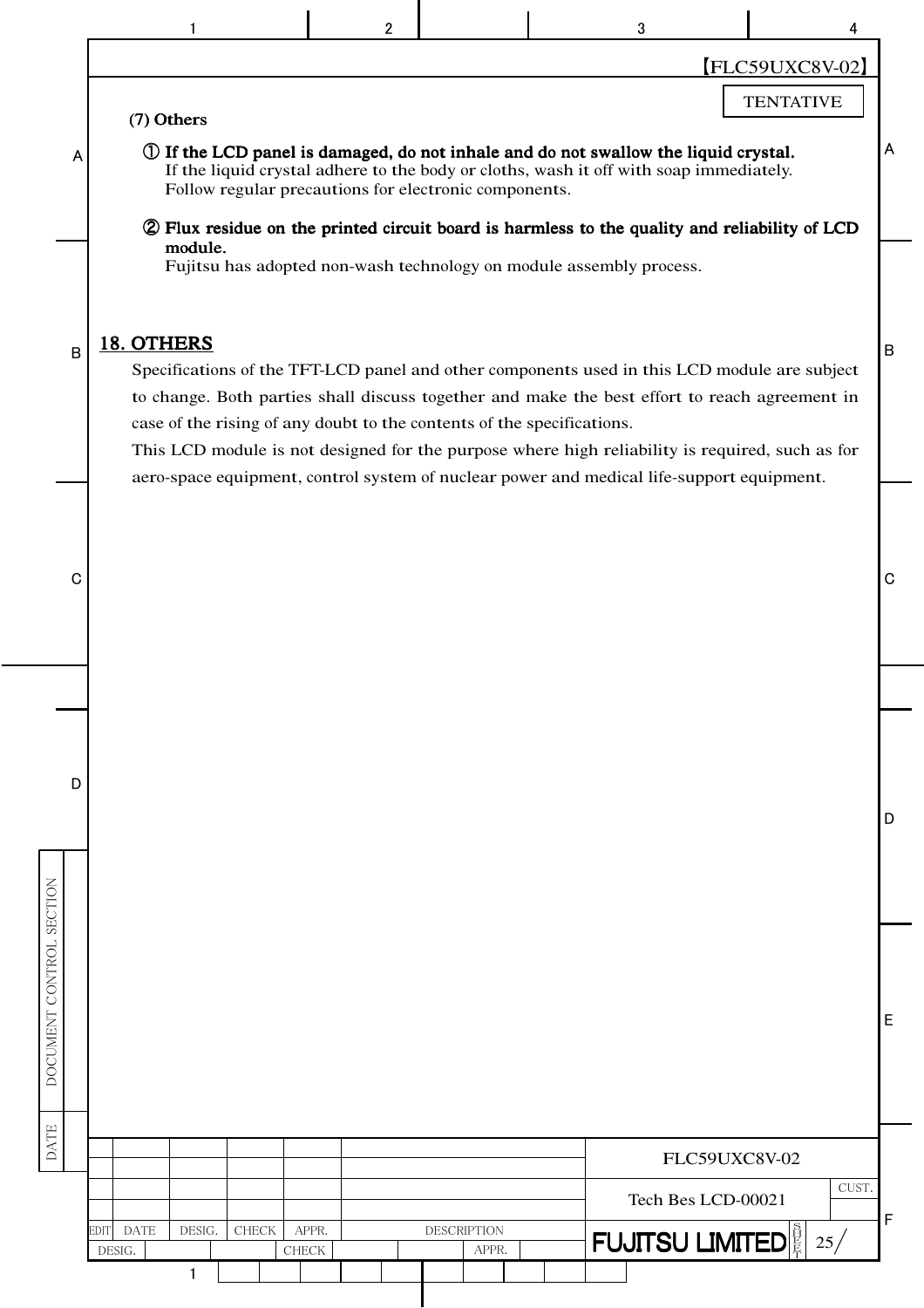TENTATIVE

**(7) Others**

① **If the LCD panel is damaged, do not inhale and do not swallow the liquid crystal.**
If the liquid crystal adhere to the body or cloths, wash it off with soap immediately.
Follow regular precautions for electronic components.

② **Flux residue on the printed circuit board is harmless to the quality and reliability of LCD module.**
Fujitsu has adopted non-wash technology on module assembly process.

## 18. OTHERS

Specifications of the TFT-LCD panel and other components used in this LCD module are subject to change. Both parties shall discuss together and make the best effort to reach agreement in case of the rising of any doubt to the contents of the specifications.

This LCD module is not designed for the purpose where high reliability is required, such as for aero-space equipment, control system of nuclear power and medical life-support equipment.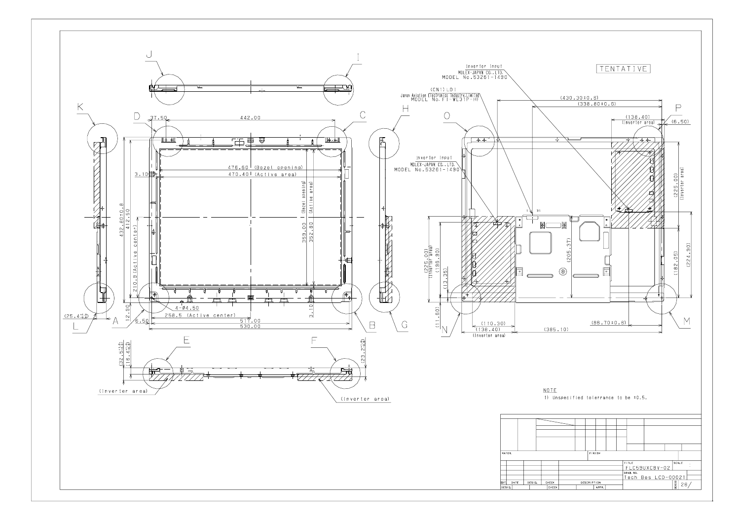TENTATIVE

Inverter input
MOLEX-JAPAN CO.,LTD.
MODEL No.53261-1490

(CN1) LDI
Japan Aviation Electronics Industry,Limited
MODEL No. FI-WE31P-HF

Inverter input
MOLEX-JAPAN CO.,LTD.
MODEL No.53261-1490

37.50 | 442.00 | 476.60 (Bezel opening) | 470.40 (Active area) | 3.10 | 432.60±0.8 | 412.50 | 210.9 (Active center) | 359.00 (Bezel opening) | 352.80 (Active area) | 4-Ø4.50 | 258.5 (Active center) | 12.90 | 6.50 | 3.10 | 517.00 | 530.00 | (25.4) | (32.5) | (16.4) | (23.2)

(Inverter area)

(430.30±0.6) | (338.80±0.6) | (138.40) (Inverter area) | (6.50) | (225.00) (Inverter area) | (225.00) (Inverter area) | (196.90) | (13.35) | (11.60) | (205.37) | (182.05) | (224.90) | (110.30) | (138.40) (Inverter area) | (385.10) | (86.70±0.6)

A, B, C, D, E, F, G, H, I, J, K, L, M, N, O, P

NOTE
1) Unspecified tolerance to be ±0.5.

| MATER. | FINISH |
|---|---|
| TITLE | FLC59UXC8V-02 |
| DRAW. NO. | Tech Bes LCD-00021 |
| EDIT. DATE DESIG. CHECK DESCRIPTION APPR. | 26/ |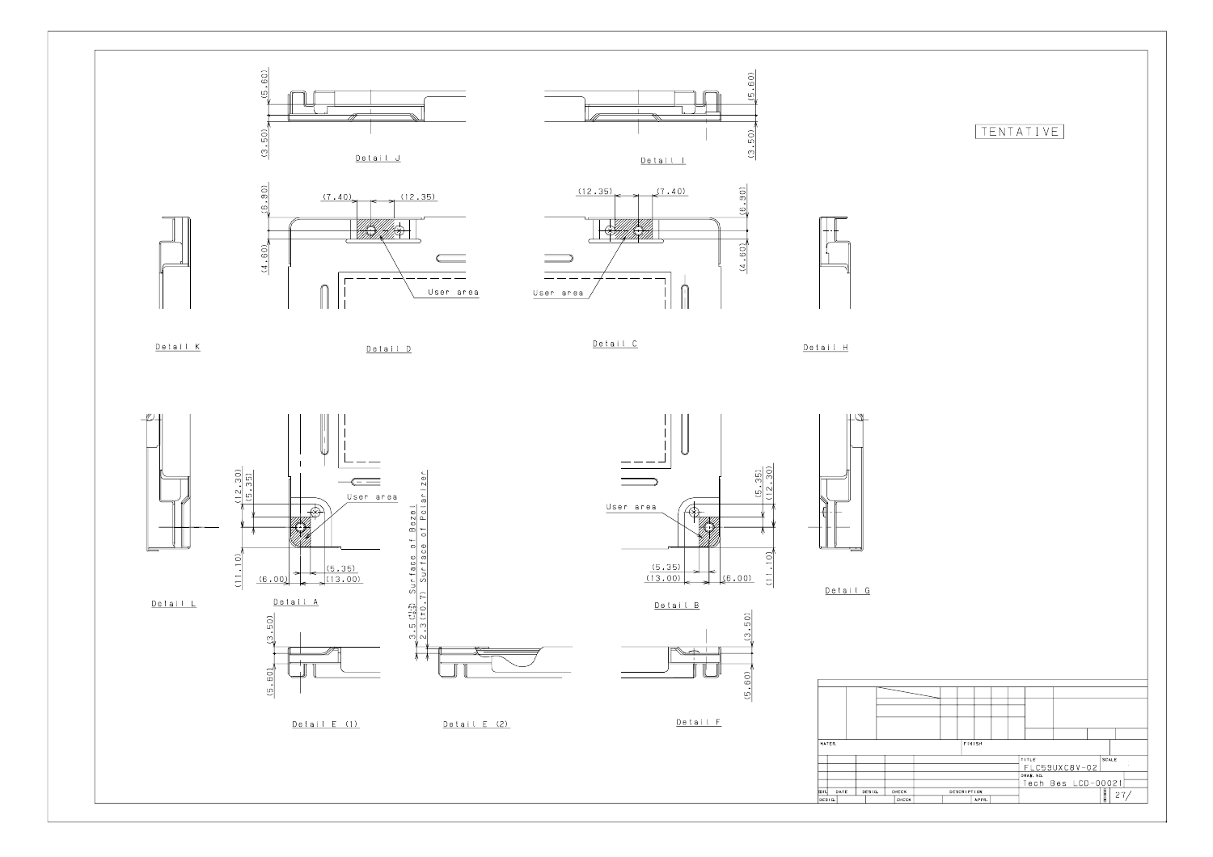TENTATIVE

Detail J

(5.60)
(3.50)

Detail I

(5.60)
(3.50)

Detail D

(7.40) (12.35)
(6.90)
(4.60)
User area

Detail C

(12.35) (7.40)
(6.90)
(4.60)
User area

Detail K

Detail H

Detail L

Detail A

(12.30)
(5.35)
(11.10)
(6.00)
(5.35)
(13.00)
User area

Surface of Bezel
Surface of Polarizer
3.5 (±0.5)
2.3 (±0.7)

Detail B

(5.35)
(12.30)
(11.10)
(5.35)
(13.00)
(6.00)
User area

Detail G

Detail E (1)

(3.50)
(5.60)

Detail E (2)

Detail F

(3.50)
(5.60)

| MATER. | FINISH | |
|---|---|---|
| TITLE | FLC59UXC8V-02 | SCALE |
| DRAW. NO. | Tech Bes LCD-00021 | 27/ |
| EDIT. DATE DESIG. CHECK DESCRIPTION | | |
| DESIG. CHECK APPR. | | |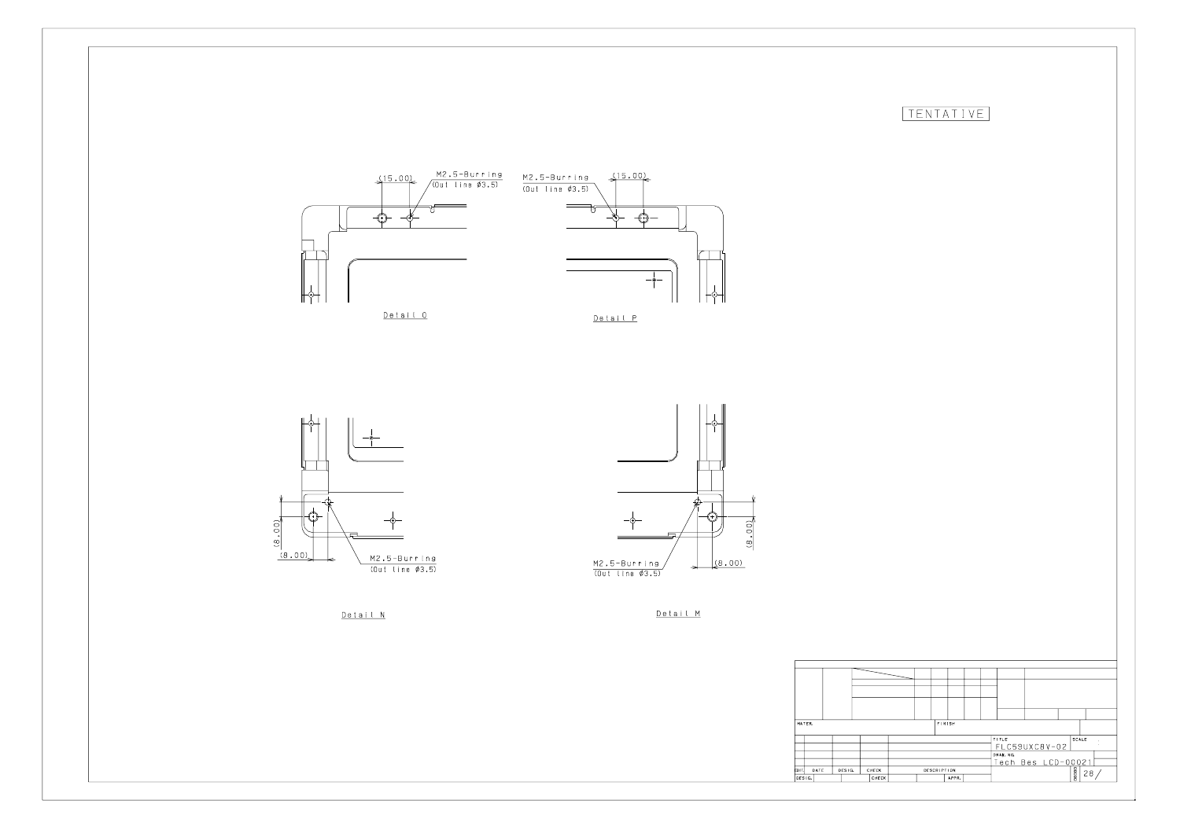TENTATIVE

(15.00)

M2.5-Burring
(Out line Ø3.5)

Detail O

M2.5-Burring
(Out line Ø3.5)

(15.00)

Detail P

(8.00)

(8.00)

M2.5-Burring
(Out line Ø3.5)

Detail N

M2.5-Burring
(Out line Ø3.5)

(8.00)

(8.00)

Detail M

MATER.

FINISH

TITLE
FLC59UXC8V-02

SCALE

DRAW. NO.
Tech Bes LCD-00021

EDIT. DATE DESIG. CHECK DESCRIPTION

DESIG. CHECK APPR.

28/